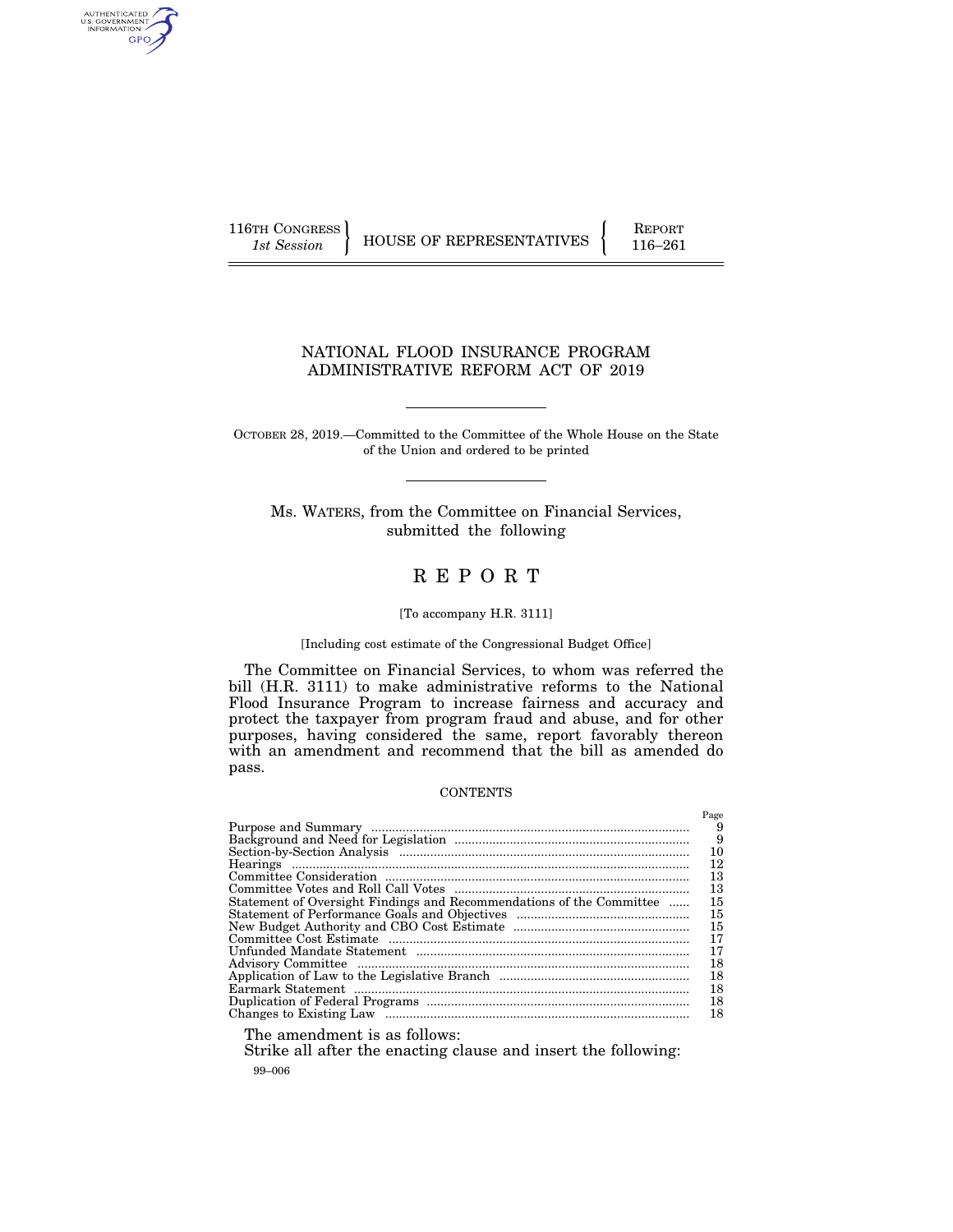116TH CONGRESS
*1st Session*

HOUSE OF REPRESENTATIVES

REPORT
116–261

# NATIONAL FLOOD INSURANCE PROGRAM ADMINISTRATIVE REFORM ACT OF 2019

OCTOBER 28, 2019.—Committed to the Committee of the Whole House on the State of the Union and ordered to be printed

Ms. WATERS, from the Committee on Financial Services, submitted the following

# REPORT

[To accompany H.R. 3111]

[Including cost estimate of the Congressional Budget Office]

The Committee on Financial Services, to whom was referred the bill (H.R. 3111) to make administrative reforms to the National Flood Insurance Program to increase fairness and accuracy and protect the taxpayer from program fraud and abuse, and for other purposes, having considered the same, report favorably thereon with an amendment and recommend that the bill as amended do pass.

CONTENTS

| | Page |
|---|---|
| Purpose and Summary | 9 |
| Background and Need for Legislation | 9 |
| Section-by-Section Analysis | 10 |
| Hearings | 12 |
| Committee Consideration | 13 |
| Committee Votes and Roll Call Votes | 13 |
| Statement of Oversight Findings and Recommendations of the Committee | 15 |
| Statement of Performance Goals and Objectives | 15 |
| New Budget Authority and CBO Cost Estimate | 15 |
| Committee Cost Estimate | 17 |
| Unfunded Mandate Statement | 17 |
| Advisory Committee | 18 |
| Application of Law to the Legislative Branch | 18 |
| Earmark Statement | 18 |
| Duplication of Federal Programs | 18 |
| Changes to Existing Law | 18 |

The amendment is as follows:

Strike all after the enacting clause and insert the following:

99–006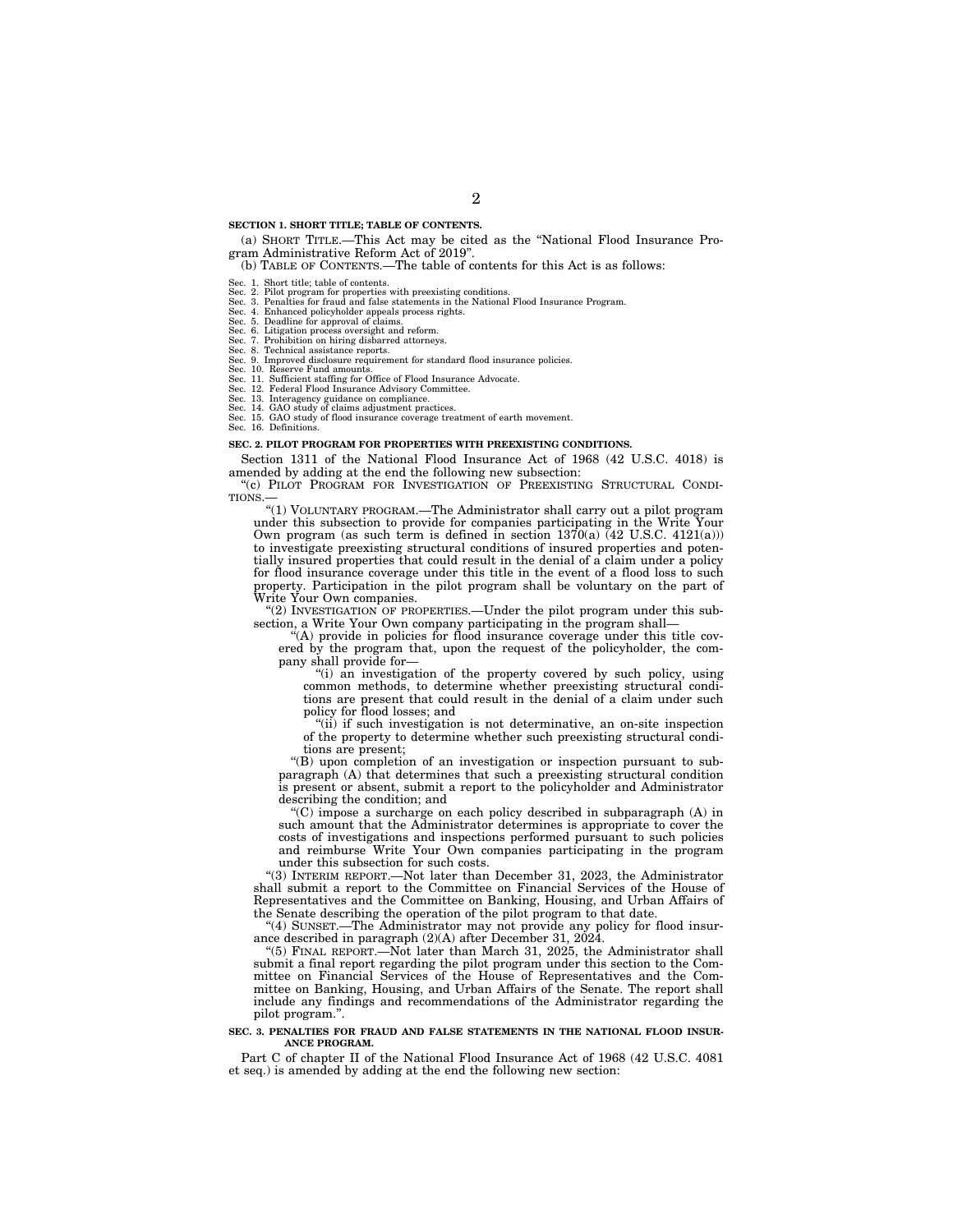**SECTION 1. SHORT TITLE; TABLE OF CONTENTS.**

(a) SHORT TITLE.—This Act may be cited as the "National Flood Insurance Program Administrative Reform Act of 2019".

(b) TABLE OF CONTENTS.—The table of contents for this Act is as follows:

Sec. 1. Short title; table of contents.
Sec. 2. Pilot program for properties with preexisting conditions.
Sec. 3. Penalties for fraud and false statements in the National Flood Insurance Program.
Sec. 4. Enhanced policyholder appeals process rights.
Sec. 5. Deadline for approval of claims.
Sec. 6. Litigation process oversight and reform.
Sec. 7. Prohibition on hiring disbarred attorneys.
Sec. 8. Technical assistance reports.
Sec. 9. Improved disclosure requirement for standard flood insurance policies.
Sec. 10. Reserve Fund amounts.
Sec. 11. Sufficient staffing for Office of Flood Insurance Advocate.
Sec. 12. Federal Flood Insurance Advisory Committee.
Sec. 13. Interagency guidance on compliance.
Sec. 14. GAO study of claims adjustment practices.
Sec. 15. GAO study of flood insurance coverage treatment of earth movement.
Sec. 16. Definitions.

**SEC. 2. PILOT PROGRAM FOR PROPERTIES WITH PREEXISTING CONDITIONS.**

Section 1311 of the National Flood Insurance Act of 1968 (42 U.S.C. 4018) is amended by adding at the end the following new subsection:

"(c) PILOT PROGRAM FOR INVESTIGATION OF PREEXISTING STRUCTURAL CONDITIONS.—

"(1) VOLUNTARY PROGRAM.—The Administrator shall carry out a pilot program under this subsection to provide for companies participating in the Write Your Own program (as such term is defined in section 1370(a) (42 U.S.C. 4121(a))) to investigate preexisting structural conditions of insured properties and potentially insured properties that could result in the denial of a claim under a policy for flood insurance coverage under this title in the event of a flood loss to such property. Participation in the pilot program shall be voluntary on the part of Write Your Own companies.

"(2) INVESTIGATION OF PROPERTIES.—Under the pilot program under this subsection, a Write Your Own company participating in the program shall—

"(A) provide in policies for flood insurance coverage under this title covered by the program that, upon the request of the policyholder, the company shall provide for—

"(i) an investigation of the property covered by such policy, using common methods, to determine whether preexisting structural conditions are present that could result in the denial of a claim under such policy for flood losses; and

"(ii) if such investigation is not determinative, an on-site inspection of the property to determine whether such preexisting structural conditions are present;

"(B) upon completion of an investigation or inspection pursuant to subparagraph (A) that determines that such a preexisting structural condition is present or absent, submit a report to the policyholder and Administrator describing the condition; and

"(C) impose a surcharge on each policy described in subparagraph (A) in such amount that the Administrator determines is appropriate to cover the costs of investigations and inspections performed pursuant to such policies and reimburse Write Your Own companies participating in the program under this subsection for such costs.

"(3) INTERIM REPORT.—Not later than December 31, 2023, the Administrator shall submit a report to the Committee on Financial Services of the House of Representatives and the Committee on Banking, Housing, and Urban Affairs of the Senate describing the operation of the pilot program to that date.

"(4) SUNSET.—The Administrator may not provide any policy for flood insurance described in paragraph (2)(A) after December 31, 2024.

"(5) FINAL REPORT.—Not later than March 31, 2025, the Administrator shall submit a final report regarding the pilot program under this section to the Committee on Financial Services of the House of Representatives and the Committee on Banking, Housing, and Urban Affairs of the Senate. The report shall include any findings and recommendations of the Administrator regarding the pilot program.".

**SEC. 3. PENALTIES FOR FRAUD AND FALSE STATEMENTS IN THE NATIONAL FLOOD INSURANCE PROGRAM.**

Part C of chapter II of the National Flood Insurance Act of 1968 (42 U.S.C. 4081 et seq.) is amended by adding at the end the following new section: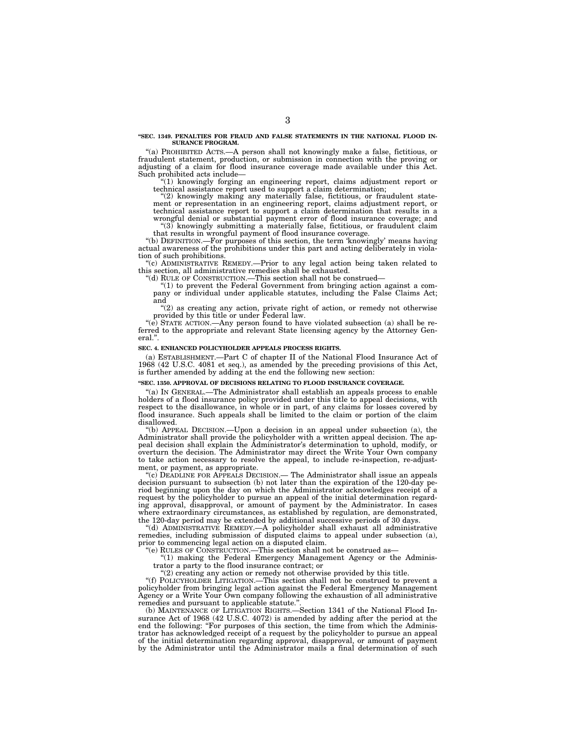**"SEC. 1349. PENALTIES FOR FRAUD AND FALSE STATEMENTS IN THE NATIONAL FLOOD INSURANCE PROGRAM.**

"(a) PROHIBITED ACTS.—A person shall not knowingly make a false, fictitious, or fraudulent statement, production, or submission in connection with the proving or adjusting of a claim for flood insurance coverage made available under this Act. Such prohibited acts include—

"(1) knowingly forging an engineering report, claims adjustment report or technical assistance report used to support a claim determination;

"(2) knowingly making any materially false, fictitious, or fraudulent statement or representation in an engineering report, claims adjustment report, or technical assistance report to support a claim determination that results in a wrongful denial or substantial payment error of flood insurance coverage; and

"(3) knowingly submitting a materially false, fictitious, or fraudulent claim that results in wrongful payment of flood insurance coverage.

"(b) DEFINITION.—For purposes of this section, the term 'knowingly' means having actual awareness of the prohibitions under this part and acting deliberately in violation of such prohibitions.

"(c) ADMINISTRATIVE REMEDY.—Prior to any legal action being taken related to this section, all administrative remedies shall be exhausted.

"(d) RULE OF CONSTRUCTION.—This section shall not be construed—

"(1) to prevent the Federal Government from bringing action against a company or individual under applicable statutes, including the False Claims Act; and

"(2) as creating any action, private right of action, or remedy not otherwise provided by this title or under Federal law.

"(e) STATE ACTION.—Any person found to have violated subsection (a) shall be referred to the appropriate and relevant State licensing agency by the Attorney General.".

**SEC. 4. ENHANCED POLICYHOLDER APPEALS PROCESS RIGHTS.**

(a) ESTABLISHMENT.—Part C of chapter II of the National Flood Insurance Act of 1968 (42 U.S.C. 4081 et seq.), as amended by the preceding provisions of this Act, is further amended by adding at the end the following new section:

**"SEC. 1350. APPROVAL OF DECISIONS RELATING TO FLOOD INSURANCE COVERAGE.**

"(a) IN GENERAL.—The Administrator shall establish an appeals process to enable holders of a flood insurance policy provided under this title to appeal decisions, with respect to the disallowance, in whole or in part, of any claims for losses covered by flood insurance. Such appeals shall be limited to the claim or portion of the claim disallowed.

"(b) APPEAL DECISION.—Upon a decision in an appeal under subsection (a), the Administrator shall provide the policyholder with a written appeal decision. The appeal decision shall explain the Administrator's determination to uphold, modify, or overturn the decision. The Administrator may direct the Write Your Own company to take action necessary to resolve the appeal, to include re-inspection, re-adjustment, or payment, as appropriate.

"(c) DEADLINE FOR APPEALS DECISION.— The Administrator shall issue an appeals decision pursuant to subsection (b) not later than the expiration of the 120-day period beginning upon the day on which the Administrator acknowledges receipt of a request by the policyholder to pursue an appeal of the initial determination regarding approval, disapproval, or amount of payment by the Administrator. In cases where extraordinary circumstances, as established by regulation, are demonstrated, the 120-day period may be extended by additional successive periods of 30 days.

"(d) ADMINISTRATIVE REMEDY.—A policyholder shall exhaust all administrative remedies, including submission of disputed claims to appeal under subsection (a), prior to commencing legal action on a disputed claim.

"(e) RULES OF CONSTRUCTION.—This section shall not be construed as—

"(1) making the Federal Emergency Management Agency or the Administrator a party to the flood insurance contract; or

"(2) creating any action or remedy not otherwise provided by this title.

"(f) POLICYHOLDER LITIGATION.—This section shall not be construed to prevent a policyholder from bringing legal action against the Federal Emergency Management Agency or a Write Your Own company following the exhaustion of all administrative remedies and pursuant to applicable statute.".

(b) MAINTENANCE OF LITIGATION RIGHTS.—Section 1341 of the National Flood Insurance Act of 1968 (42 U.S.C. 4072) is amended by adding after the period at the end the following: "For purposes of this section, the time from which the Administrator has acknowledged receipt of a request by the policyholder to pursue an appeal of the initial determination regarding approval, disapproval, or amount of payment by the Administrator until the Administrator mails a final determination of such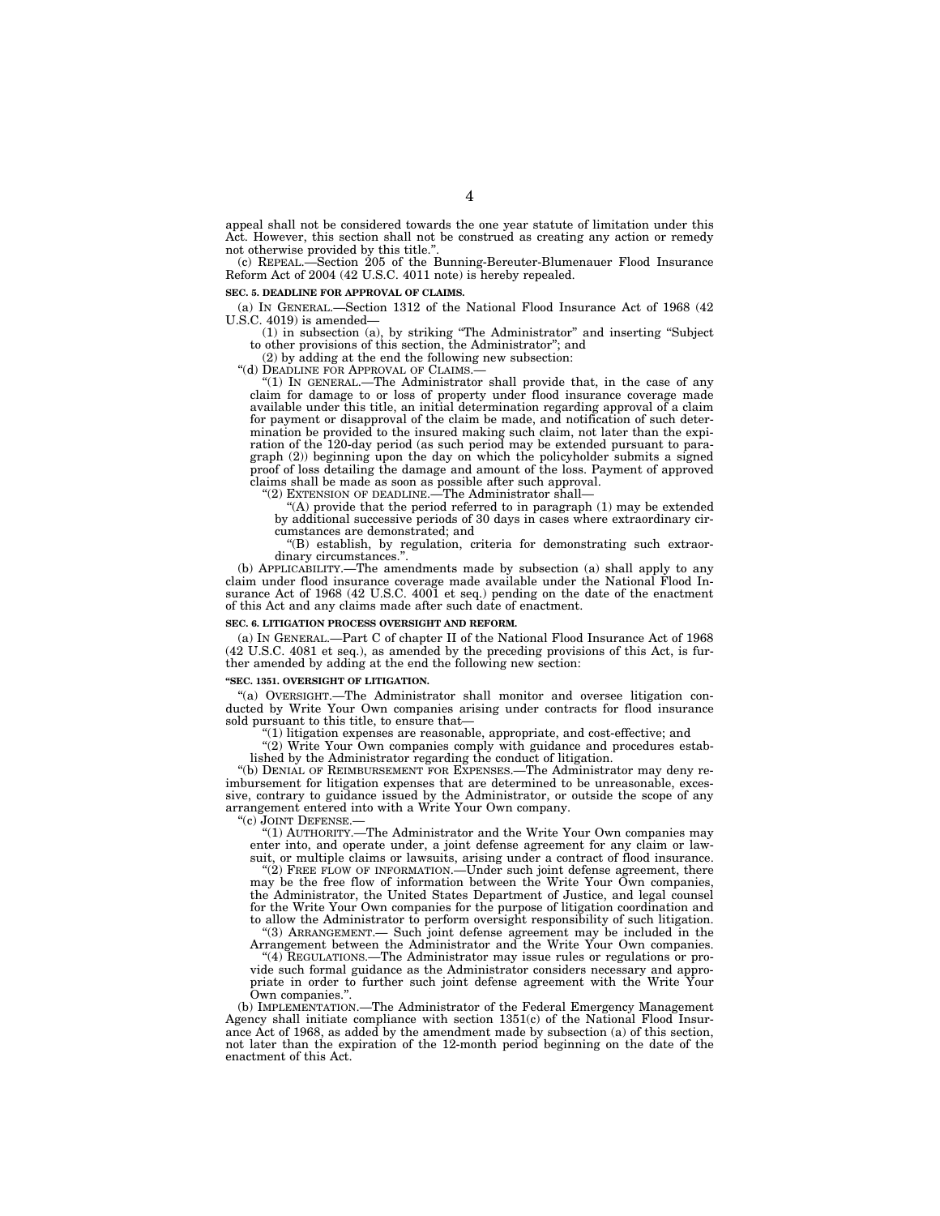appeal shall not be considered towards the one year statute of limitation under this Act. However, this section shall not be construed as creating any action or remedy not otherwise provided by this title.".

(c) REPEAL.—Section 205 of the Bunning-Bereuter-Blumenauer Flood Insurance Reform Act of 2004 (42 U.S.C. 4011 note) is hereby repealed.

**SEC. 5. DEADLINE FOR APPROVAL OF CLAIMS.**

(a) IN GENERAL.—Section 1312 of the National Flood Insurance Act of 1968 (42 U.S.C. 4019) is amended—

(1) in subsection (a), by striking "The Administrator" and inserting "Subject to other provisions of this section, the Administrator"; and

(2) by adding at the end the following new subsection:

"(d) DEADLINE FOR APPROVAL OF CLAIMS.—

"(1) IN GENERAL.—The Administrator shall provide that, in the case of any claim for damage to or loss of property under flood insurance coverage made available under this title, an initial determination regarding approval of a claim for payment or disapproval of the claim be made, and notification of such determination be provided to the insured making such claim, not later than the expiration of the 120-day period (as such period may be extended pursuant to paragraph (2)) beginning upon the day on which the policyholder submits a signed proof of loss detailing the damage and amount of the loss. Payment of approved claims shall be made as soon as possible after such approval.

"(2) EXTENSION OF DEADLINE.—The Administrator shall—

"(A) provide that the period referred to in paragraph (1) may be extended by additional successive periods of 30 days in cases where extraordinary circumstances are demonstrated; and

"(B) establish, by regulation, criteria for demonstrating such extraordinary circumstances.".

(b) APPLICABILITY.—The amendments made by subsection (a) shall apply to any claim under flood insurance coverage made available under the National Flood Insurance Act of 1968 (42 U.S.C. 4001 et seq.) pending on the date of the enactment of this Act and any claims made after such date of enactment.

**SEC. 6. LITIGATION PROCESS OVERSIGHT AND REFORM.**

(a) IN GENERAL.—Part C of chapter II of the National Flood Insurance Act of 1968 (42 U.S.C. 4081 et seq.), as amended by the preceding provisions of this Act, is further amended by adding at the end the following new section:

**"SEC. 1351. OVERSIGHT OF LITIGATION.**

"(a) OVERSIGHT.—The Administrator shall monitor and oversee litigation conducted by Write Your Own companies arising under contracts for flood insurance sold pursuant to this title, to ensure that—

"(1) litigation expenses are reasonable, appropriate, and cost-effective; and

"(2) Write Your Own companies comply with guidance and procedures established by the Administrator regarding the conduct of litigation.

"(b) DENIAL OF REIMBURSEMENT FOR EXPENSES.—The Administrator may deny reimbursement for litigation expenses that are determined to be unreasonable, excessive, contrary to guidance issued by the Administrator, or outside the scope of any arrangement entered into with a Write Your Own company.

"(c) JOINT DEFENSE.—

"(1) AUTHORITY.—The Administrator and the Write Your Own companies may enter into, and operate under, a joint defense agreement for any claim or lawsuit, or multiple claims or lawsuits, arising under a contract of flood insurance.

"(2) FREE FLOW OF INFORMATION.—Under such joint defense agreement, there may be the free flow of information between the Write Your Own companies, the Administrator, the United States Department of Justice, and legal counsel for the Write Your Own companies for the purpose of litigation coordination and to allow the Administrator to perform oversight responsibility of such litigation.

"(3) ARRANGEMENT.— Such joint defense agreement may be included in the Arrangement between the Administrator and the Write Your Own companies.

"(4) REGULATIONS.—The Administrator may issue rules or regulations or provide such formal guidance as the Administrator considers necessary and appropriate in order to further such joint defense agreement with the Write Your Own companies.".

(b) IMPLEMENTATION.—The Administrator of the Federal Emergency Management Agency shall initiate compliance with section 1351(c) of the National Flood Insurance Act of 1968, as added by the amendment made by subsection (a) of this section, not later than the expiration of the 12-month period beginning on the date of the enactment of this Act.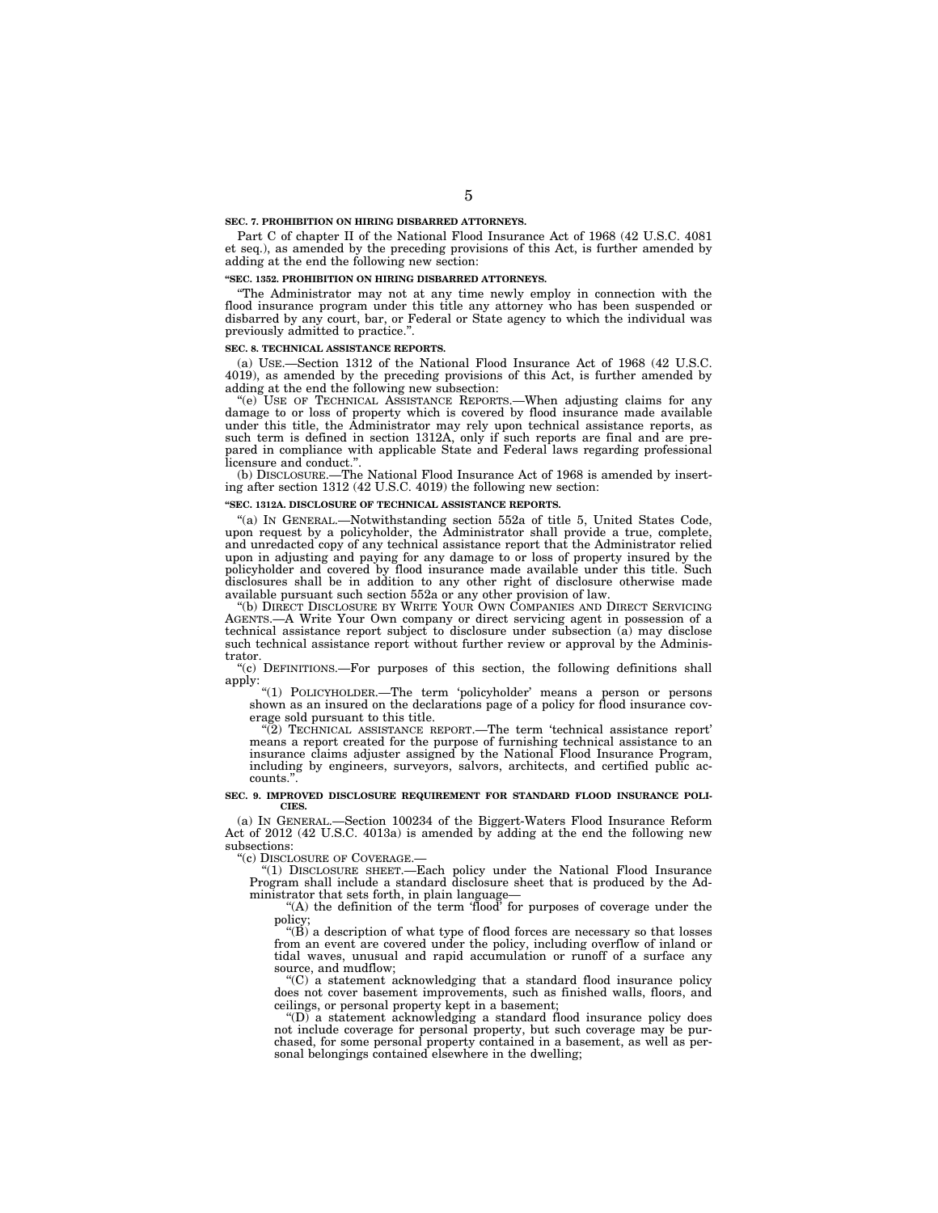**SEC. 7. PROHIBITION ON HIRING DISBARRED ATTORNEYS.**

Part C of chapter II of the National Flood Insurance Act of 1968 (42 U.S.C. 4081 et seq.), as amended by the preceding provisions of this Act, is further amended by adding at the end the following new section:

**"SEC. 1352. PROHIBITION ON HIRING DISBARRED ATTORNEYS.**

"The Administrator may not at any time newly employ in connection with the flood insurance program under this title any attorney who has been suspended or disbarred by any court, bar, or Federal or State agency to which the individual was previously admitted to practice.".

**SEC. 8. TECHNICAL ASSISTANCE REPORTS.**

(a) USE.—Section 1312 of the National Flood Insurance Act of 1968 (42 U.S.C. 4019), as amended by the preceding provisions of this Act, is further amended by adding at the end the following new subsection:

"(e) USE OF TECHNICAL ASSISTANCE REPORTS.—When adjusting claims for any damage to or loss of property which is covered by flood insurance made available under this title, the Administrator may rely upon technical assistance reports, as such term is defined in section 1312A, only if such reports are final and are prepared in compliance with applicable State and Federal laws regarding professional licensure and conduct.".

(b) DISCLOSURE.—The National Flood Insurance Act of 1968 is amended by inserting after section 1312 (42 U.S.C. 4019) the following new section:

**"SEC. 1312A. DISCLOSURE OF TECHNICAL ASSISTANCE REPORTS.**

"(a) IN GENERAL.—Notwithstanding section 552a of title 5, United States Code, upon request by a policyholder, the Administrator shall provide a true, complete, and unredacted copy of any technical assistance report that the Administrator relied upon in adjusting and paying for any damage to or loss of property insured by the policyholder and covered by flood insurance made available under this title. Such disclosures shall be in addition to any other right of disclosure otherwise made available pursuant such section 552a or any other provision of law.

"(b) DIRECT DISCLOSURE BY WRITE YOUR OWN COMPANIES AND DIRECT SERVICING AGENTS.—A Write Your Own company or direct servicing agent in possession of a technical assistance report subject to disclosure under subsection (a) may disclose such technical assistance report without further review or approval by the Administrator.

"(c) DEFINITIONS.—For purposes of this section, the following definitions shall apply:

"(1) POLICYHOLDER.—The term 'policyholder' means a person or persons shown as an insured on the declarations page of a policy for flood insurance coverage sold pursuant to this title.

"(2) TECHNICAL ASSISTANCE REPORT.—The term 'technical assistance report' means a report created for the purpose of furnishing technical assistance to an insurance claims adjuster assigned by the National Flood Insurance Program, including by engineers, surveyors, salvors, architects, and certified public accounts.".

**SEC. 9. IMPROVED DISCLOSURE REQUIREMENT FOR STANDARD FLOOD INSURANCE POLICIES.**

(a) IN GENERAL.—Section 100234 of the Biggert-Waters Flood Insurance Reform Act of 2012 (42 U.S.C. 4013a) is amended by adding at the end the following new subsections:

"(c) DISCLOSURE OF COVERAGE.—

"(1) DISCLOSURE SHEET.—Each policy under the National Flood Insurance Program shall include a standard disclosure sheet that is produced by the Administrator that sets forth, in plain language—

"(A) the definition of the term 'flood' for purposes of coverage under the policy;

"(B) a description of what type of flood forces are necessary so that losses from an event are covered under the policy, including overflow of inland or tidal waves, unusual and rapid accumulation or runoff of a surface any source, and mudflow;

"(C) a statement acknowledging that a standard flood insurance policy does not cover basement improvements, such as finished walls, floors, and ceilings, or personal property kept in a basement;

"(D) a statement acknowledging a standard flood insurance policy does not include coverage for personal property, but such coverage may be purchased, for some personal property contained in a basement, as well as personal belongings contained elsewhere in the dwelling;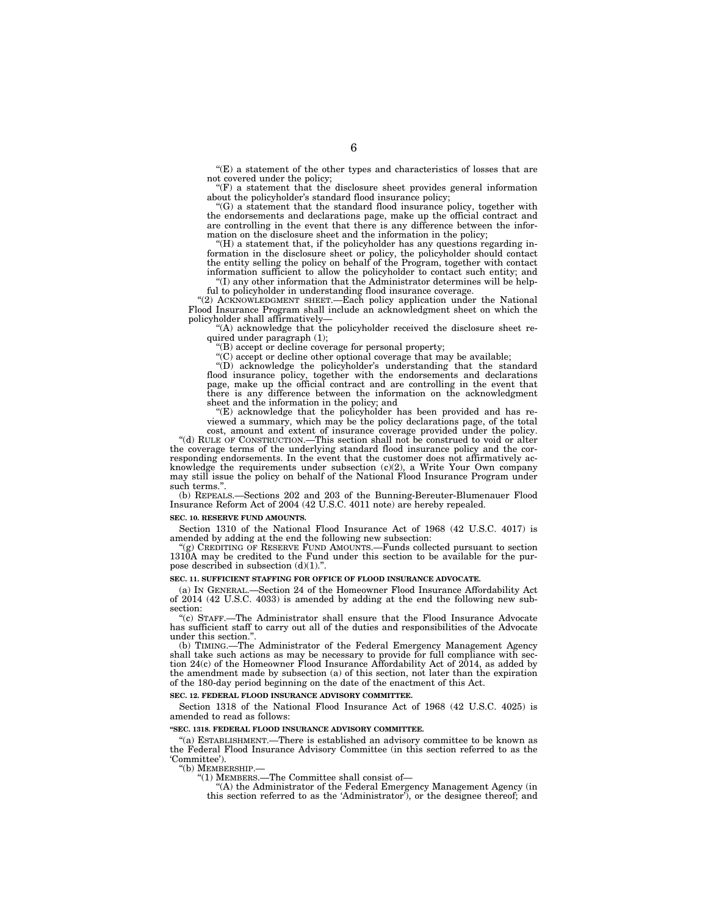"(E) a statement of the other types and characteristics of losses that are not covered under the policy;

"(F) a statement that the disclosure sheet provides general information about the policyholder's standard flood insurance policy;

"(G) a statement that the standard flood insurance policy, together with the endorsements and declarations page, make up the official contract and are controlling in the event that there is any difference between the information on the disclosure sheet and the information in the policy;

"(H) a statement that, if the policyholder has any questions regarding information in the disclosure sheet or policy, the policyholder should contact the entity selling the policy on behalf of the Program, together with contact information sufficient to allow the policyholder to contact such entity; and

"(I) any other information that the Administrator determines will be helpful to policyholder in understanding flood insurance coverage.

"(2) ACKNOWLEDGMENT SHEET.—Each policy application under the National Flood Insurance Program shall include an acknowledgment sheet on which the policyholder shall affirmatively—

"(A) acknowledge that the policyholder received the disclosure sheet required under paragraph (1);

"(B) accept or decline coverage for personal property;

"(C) accept or decline other optional coverage that may be available;

"(D) acknowledge the policyholder's understanding that the standard flood insurance policy, together with the endorsements and declarations page, make up the official contract and are controlling in the event that there is any difference between the information on the acknowledgment sheet and the information in the policy; and

"(E) acknowledge that the policyholder has been provided and has reviewed a summary, which may be the policy declarations page, of the total cost, amount and extent of insurance coverage provided under the policy.

"(d) RULE OF CONSTRUCTION.—This section shall not be construed to void or alter the coverage terms of the underlying standard flood insurance policy and the corresponding endorsements. In the event that the customer does not affirmatively acknowledge the requirements under subsection (c)(2), a Write Your Own company may still issue the policy on behalf of the National Flood Insurance Program under such terms.".

(b) REPEALS.—Sections 202 and 203 of the Bunning-Bereuter-Blumenauer Flood Insurance Reform Act of 2004 (42 U.S.C. 4011 note) are hereby repealed.

**SEC. 10. RESERVE FUND AMOUNTS.**

Section 1310 of the National Flood Insurance Act of 1968 (42 U.S.C. 4017) is amended by adding at the end the following new subsection:

"(g) CREDITING OF RESERVE FUND AMOUNTS.—Funds collected pursuant to section 1310A may be credited to the Fund under this section to be available for the purpose described in subsection (d)(1).".

**SEC. 11. SUFFICIENT STAFFING FOR OFFICE OF FLOOD INSURANCE ADVOCATE.**

(a) IN GENERAL.—Section 24 of the Homeowner Flood Insurance Affordability Act of 2014 (42 U.S.C. 4033) is amended by adding at the end the following new subsection:

"(c) STAFF.—The Administrator shall ensure that the Flood Insurance Advocate has sufficient staff to carry out all of the duties and responsibilities of the Advocate under this section.".

(b) TIMING.—The Administrator of the Federal Emergency Management Agency shall take such actions as may be necessary to provide for full compliance with section 24(c) of the Homeowner Flood Insurance Affordability Act of 2014, as added by the amendment made by subsection (a) of this section, not later than the expiration of the 180-day period beginning on the date of the enactment of this Act.

**SEC. 12. FEDERAL FLOOD INSURANCE ADVISORY COMMITTEE.**

Section 1318 of the National Flood Insurance Act of 1968 (42 U.S.C. 4025) is amended to read as follows:

**"SEC. 1318. FEDERAL FLOOD INSURANCE ADVISORY COMMITTEE.**

"(a) ESTABLISHMENT.—There is established an advisory committee to be known as the Federal Flood Insurance Advisory Committee (in this section referred to as the 'Committee').

"(b) MEMBERSHIP.—

"(1) MEMBERS.—The Committee shall consist of—

"(A) the Administrator of the Federal Emergency Management Agency (in this section referred to as the 'Administrator'), or the designee thereof; and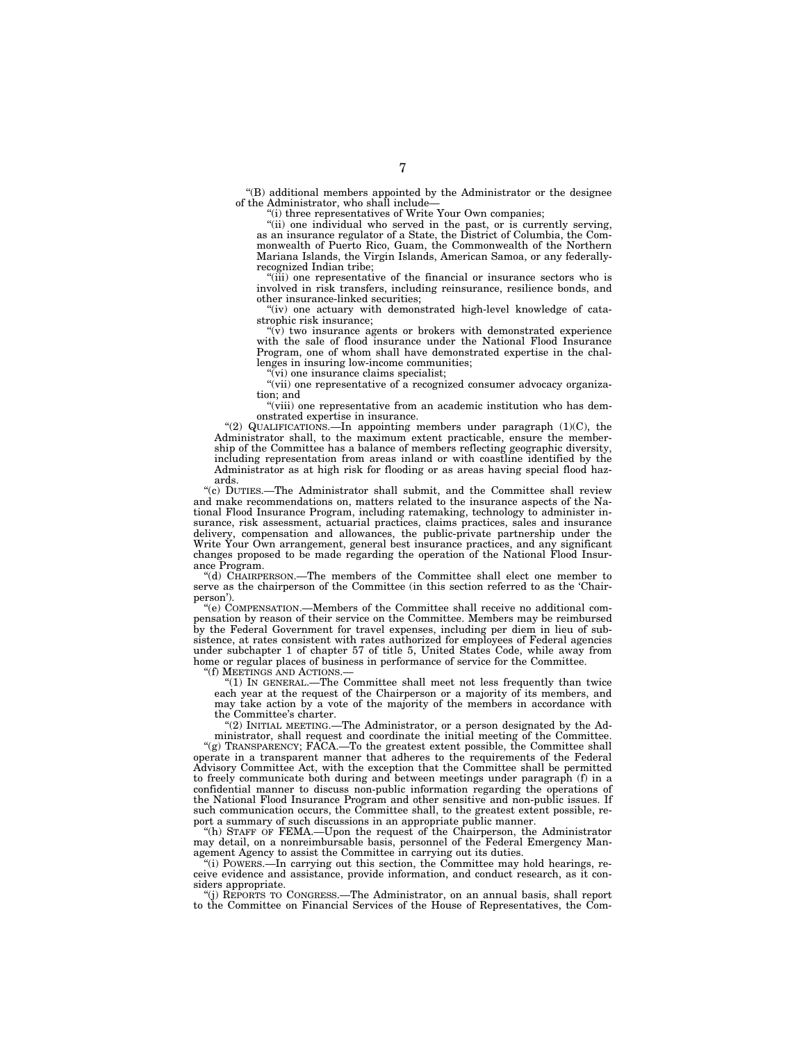"(B) additional members appointed by the Administrator or the designee of the Administrator, who shall include—

"(i) three representatives of Write Your Own companies;

"(ii) one individual who served in the past, or is currently serving, as an insurance regulator of a State, the District of Columbia, the Commonwealth of Puerto Rico, Guam, the Commonwealth of the Northern Mariana Islands, the Virgin Islands, American Samoa, or any federally-recognized Indian tribe;

"(iii) one representative of the financial or insurance sectors who is involved in risk transfers, including reinsurance, resilience bonds, and other insurance-linked securities;

"(iv) one actuary with demonstrated high-level knowledge of catastrophic risk insurance;

"(v) two insurance agents or brokers with demonstrated experience with the sale of flood insurance under the National Flood Insurance Program, one of whom shall have demonstrated expertise in the challenges in insuring low-income communities;

"(vi) one insurance claims specialist;

"(vii) one representative of a recognized consumer advocacy organization; and

"(viii) one representative from an academic institution who has demonstrated expertise in insurance.

"(2) QUALIFICATIONS.—In appointing members under paragraph (1)(C), the Administrator shall, to the maximum extent practicable, ensure the membership of the Committee has a balance of members reflecting geographic diversity, including representation from areas inland or with coastline identified by the Administrator as at high risk for flooding or as areas having special flood hazards.

"(c) DUTIES.—The Administrator shall submit, and the Committee shall review and make recommendations on, matters related to the insurance aspects of the National Flood Insurance Program, including ratemaking, technology to administer insurance, risk assessment, actuarial practices, claims practices, sales and insurance delivery, compensation and allowances, the public-private partnership under the Write Your Own arrangement, general best insurance practices, and any significant changes proposed to be made regarding the operation of the National Flood Insurance Program.

"(d) CHAIRPERSON.—The members of the Committee shall elect one member to serve as the chairperson of the Committee (in this section referred to as the 'Chairperson').

"(e) COMPENSATION.—Members of the Committee shall receive no additional compensation by reason of their service on the Committee. Members may be reimbursed by the Federal Government for travel expenses, including per diem in lieu of subsistence, at rates consistent with rates authorized for employees of Federal agencies under subchapter 1 of chapter 57 of title 5, United States Code, while away from home or regular places of business in performance of service for the Committee.

"(f) MEETINGS AND ACTIONS.—

"(1) IN GENERAL.—The Committee shall meet not less frequently than twice each year at the request of the Chairperson or a majority of its members, and may take action by a vote of the majority of the members in accordance with the Committee's charter.

"(2) INITIAL MEETING.—The Administrator, or a person designated by the Administrator, shall request and coordinate the initial meeting of the Committee.

"(g) TRANSPARENCY; FACA.—To the greatest extent possible, the Committee shall operate in a transparent manner that adheres to the requirements of the Federal Advisory Committee Act, with the exception that the Committee shall be permitted to freely communicate both during and between meetings under paragraph (f) in a confidential manner to discuss non-public information regarding the operations of the National Flood Insurance Program and other sensitive and non-public issues. If such communication occurs, the Committee shall, to the greatest extent possible, report a summary of such discussions in an appropriate public manner.

"(h) STAFF OF FEMA.—Upon the request of the Chairperson, the Administrator may detail, on a nonreimbursable basis, personnel of the Federal Emergency Management Agency to assist the Committee in carrying out its duties.

"(i) POWERS.—In carrying out this section, the Committee may hold hearings, receive evidence and assistance, provide information, and conduct research, as it considers appropriate.

"(j) REPORTS TO CONGRESS.—The Administrator, on an annual basis, shall report to the Committee on Financial Services of the House of Representatives, the Com-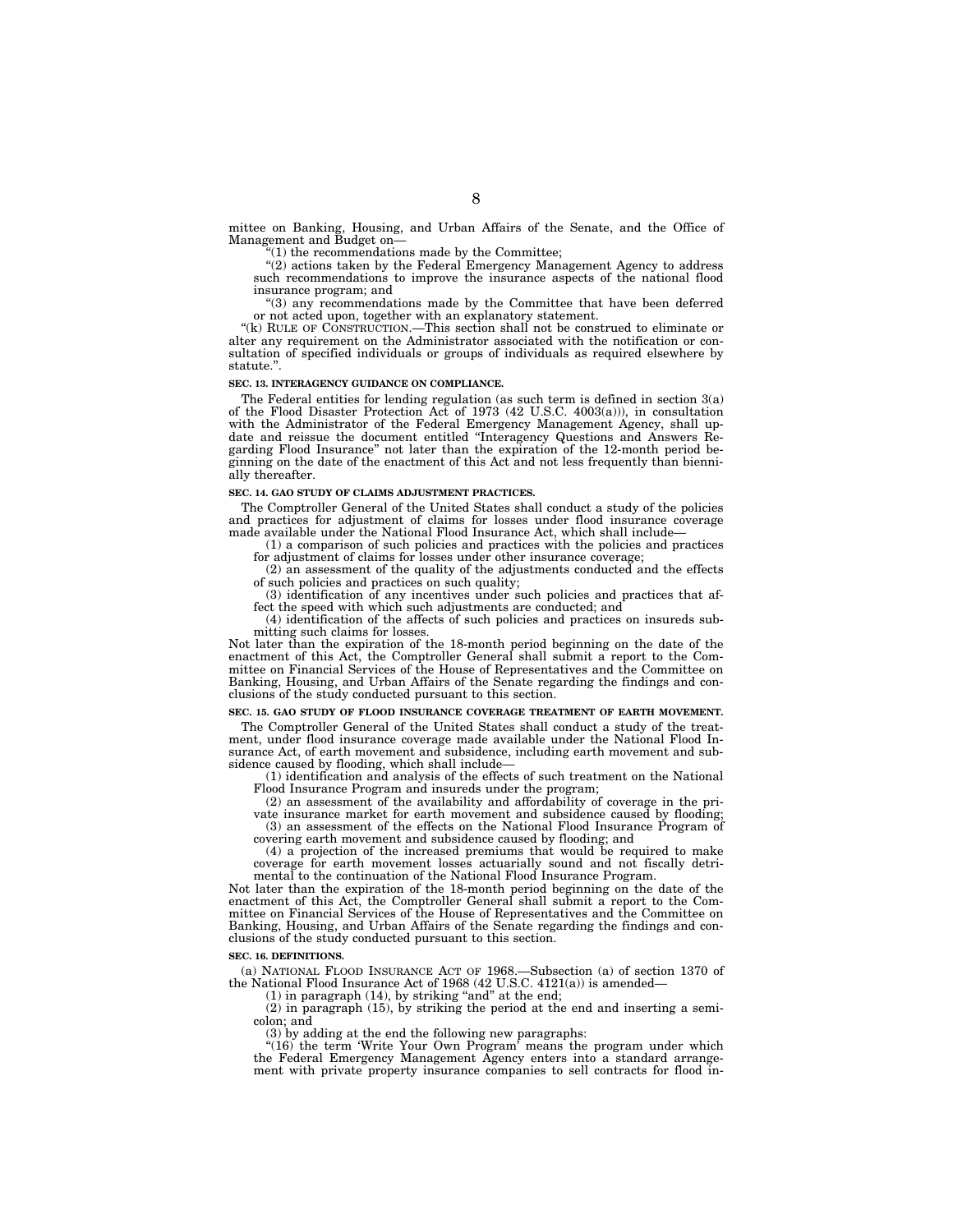mittee on Banking, Housing, and Urban Affairs of the Senate, and the Office of Management and Budget on—

"(1) the recommendations made by the Committee;

"(2) actions taken by the Federal Emergency Management Agency to address such recommendations to improve the insurance aspects of the national flood insurance program; and

"(3) any recommendations made by the Committee that have been deferred or not acted upon, together with an explanatory statement.

"(k) RULE OF CONSTRUCTION.—This section shall not be construed to eliminate or alter any requirement on the Administrator associated with the notification or consultation of specified individuals or groups of individuals as required elsewhere by statute.".

**SEC. 13. INTERAGENCY GUIDANCE ON COMPLIANCE.**

The Federal entities for lending regulation (as such term is defined in section 3(a) of the Flood Disaster Protection Act of 1973 (42 U.S.C. 4003(a))), in consultation with the Administrator of the Federal Emergency Management Agency, shall update and reissue the document entitled "Interagency Questions and Answers Regarding Flood Insurance" not later than the expiration of the 12-month period beginning on the date of the enactment of this Act and not less frequently than biennially thereafter.

**SEC. 14. GAO STUDY OF CLAIMS ADJUSTMENT PRACTICES.**

The Comptroller General of the United States shall conduct a study of the policies and practices for adjustment of claims for losses under flood insurance coverage made available under the National Flood Insurance Act, which shall include—

(1) a comparison of such policies and practices with the policies and practices for adjustment of claims for losses under other insurance coverage;

(2) an assessment of the quality of the adjustments conducted and the effects of such policies and practices on such quality;

(3) identification of any incentives under such policies and practices that affect the speed with which such adjustments are conducted; and

(4) identification of the affects of such policies and practices on insureds submitting such claims for losses.

Not later than the expiration of the 18-month period beginning on the date of the enactment of this Act, the Comptroller General shall submit a report to the Committee on Financial Services of the House of Representatives and the Committee on Banking, Housing, and Urban Affairs of the Senate regarding the findings and conclusions of the study conducted pursuant to this section.

**SEC. 15. GAO STUDY OF FLOOD INSURANCE COVERAGE TREATMENT OF EARTH MOVEMENT.**

The Comptroller General of the United States shall conduct a study of the treatment, under flood insurance coverage made available under the National Flood Insurance Act, of earth movement and subsidence, including earth movement and subsidence caused by flooding, which shall include—

(1) identification and analysis of the effects of such treatment on the National Flood Insurance Program and insureds under the program;

(2) an assessment of the availability and affordability of coverage in the private insurance market for earth movement and subsidence caused by flooding;

(3) an assessment of the effects on the National Flood Insurance Program of covering earth movement and subsidence caused by flooding; and

(4) a projection of the increased premiums that would be required to make coverage for earth movement losses actuarially sound and not fiscally detrimental to the continuation of the National Flood Insurance Program.

Not later than the expiration of the 18-month period beginning on the date of the enactment of this Act, the Comptroller General shall submit a report to the Committee on Financial Services of the House of Representatives and the Committee on Banking, Housing, and Urban Affairs of the Senate regarding the findings and conclusions of the study conducted pursuant to this section.

**SEC. 16. DEFINITIONS.**

(a) NATIONAL FLOOD INSURANCE ACT OF 1968.—Subsection (a) of section 1370 of the National Flood Insurance Act of 1968 (42 U.S.C. 4121(a)) is amended—

(1) in paragraph (14), by striking "and" at the end;

(2) in paragraph (15), by striking the period at the end and inserting a semicolon; and

(3) by adding at the end the following new paragraphs:

"(16) the term 'Write Your Own Program' means the program under which the Federal Emergency Management Agency enters into a standard arrangement with private property insurance companies to sell contracts for flood in-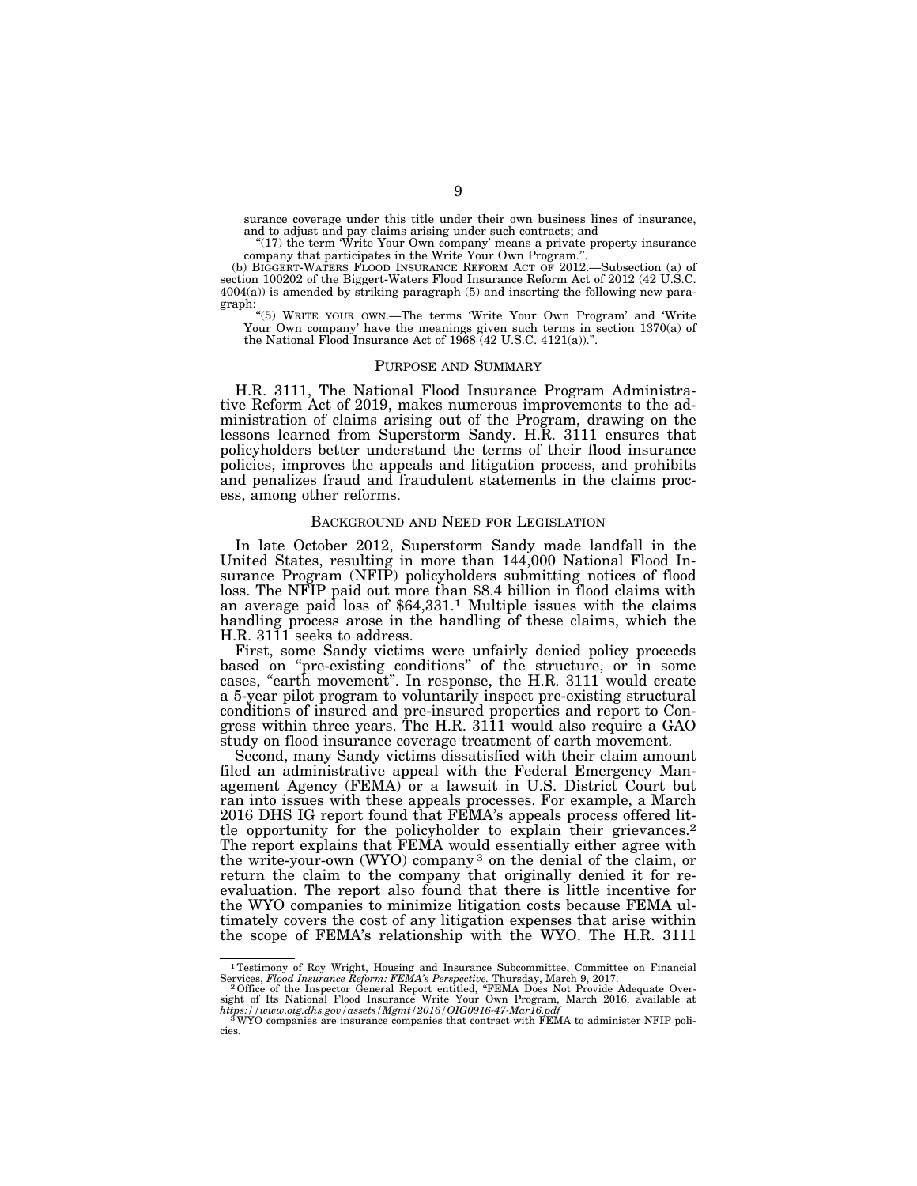surance coverage under this title under their own business lines of insurance, and to adjust and pay claims arising under such contracts; and

"(17) the term 'Write Your Own company' means a private property insurance company that participates in the Write Your Own Program.".

(b) BIGGERT-WATERS FLOOD INSURANCE REFORM ACT OF 2012.—Subsection (a) of section 100202 of the Biggert-Waters Flood Insurance Reform Act of 2012 (42 U.S.C. 4004(a)) is amended by striking paragraph (5) and inserting the following new paragraph:

"(5) WRITE YOUR OWN.—The terms 'Write Your Own Program' and 'Write Your Own company' have the meanings given such terms in section 1370(a) of the National Flood Insurance Act of 1968 (42 U.S.C. 4121(a)).".

## PURPOSE AND SUMMARY

H.R. 3111, The National Flood Insurance Program Administrative Reform Act of 2019, makes numerous improvements to the administration of claims arising out of the Program, drawing on the lessons learned from Superstorm Sandy. H.R. 3111 ensures that policyholders better understand the terms of their flood insurance policies, improves the appeals and litigation process, and prohibits and penalizes fraud and fraudulent statements in the claims process, among other reforms.

## BACKGROUND AND NEED FOR LEGISLATION

In late October 2012, Superstorm Sandy made landfall in the United States, resulting in more than 144,000 National Flood Insurance Program (NFIP) policyholders submitting notices of flood loss. The NFIP paid out more than $8.4 billion in flood claims with an average paid loss of $64,331.[1] Multiple issues with the claims handling process arose in the handling of these claims, which the H.R. 3111 seeks to address.

First, some Sandy victims were unfairly denied policy proceeds based on "pre-existing conditions" of the structure, or in some cases, "earth movement". In response, the H.R. 3111 would create a 5-year pilot program to voluntarily inspect pre-existing structural conditions of insured and pre-insured properties and report to Congress within three years. The H.R. 3111 would also require a GAO study on flood insurance coverage treatment of earth movement.

Second, many Sandy victims dissatisfied with their claim amount filed an administrative appeal with the Federal Emergency Management Agency (FEMA) or a lawsuit in U.S. District Court but ran into issues with these appeals processes. For example, a March 2016 DHS IG report found that FEMA's appeals process offered little opportunity for the policyholder to explain their grievances.[2] The report explains that FEMA would essentially either agree with the write-your-own (WYO) company[3] on the denial of the claim, or return the claim to the company that originally denied it for re-evaluation. The report also found that there is little incentive for the WYO companies to minimize litigation costs because FEMA ultimately covers the cost of any litigation expenses that arise within the scope of FEMA's relationship with the WYO. The H.R. 3111

---

[1] Testimony of Roy Wright, Housing and Insurance Subcommittee, Committee on Financial Services, *Flood Insurance Reform: FEMA's Perspective.* Thursday, March 9, 2017.

[2] Office of the Inspector General Report entitled, "FEMA Does Not Provide Adequate Oversight of Its National Flood Insurance Write Your Own Program, March 2016, available at *https://www.oig.dhs.gov/assets/Mgmt/2016/OIG0916-47-Mar16.pdf*

[3] WYO companies are insurance companies that contract with FEMA to administer NFIP policies.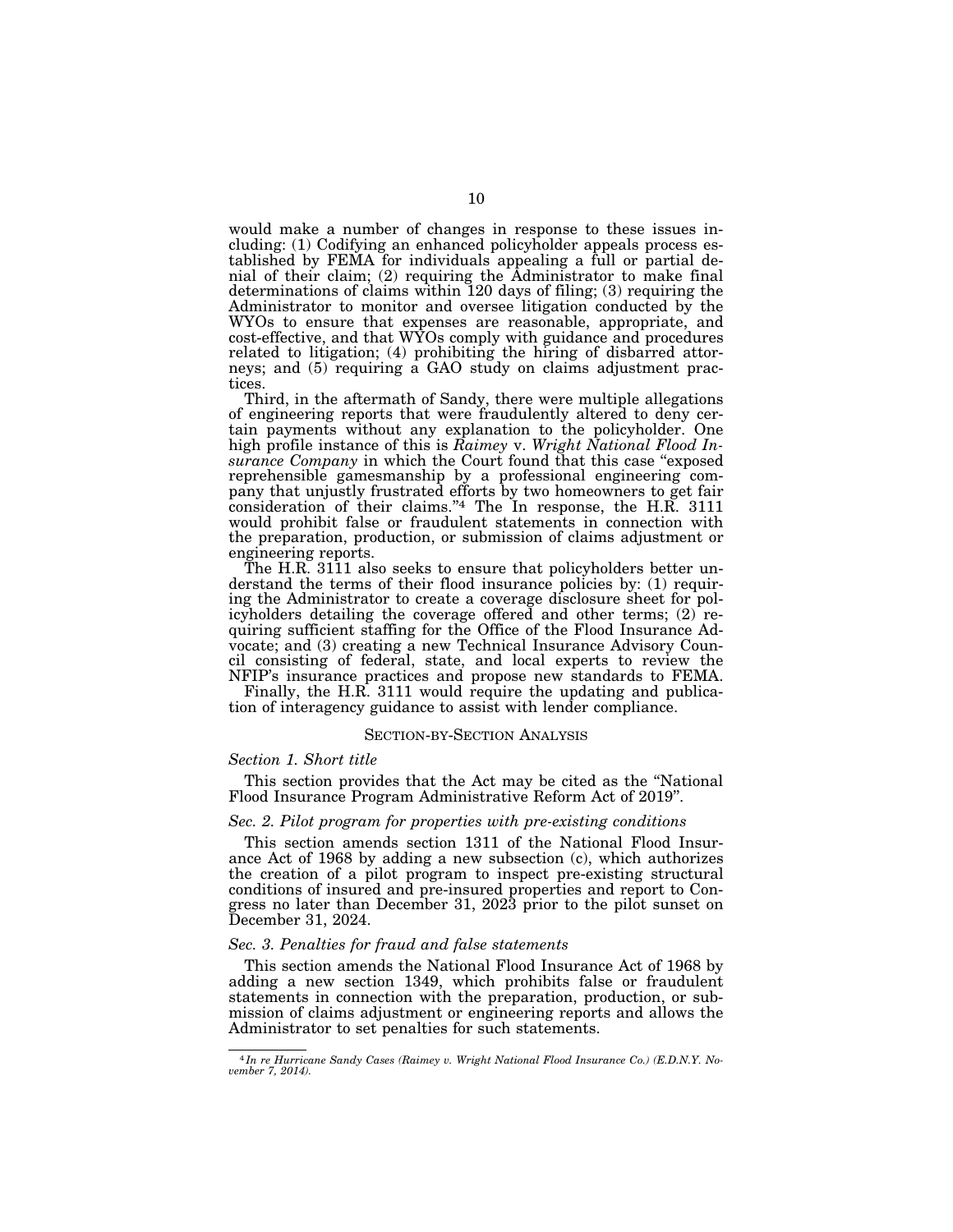would make a number of changes in response to these issues including: (1) Codifying an enhanced policyholder appeals process established by FEMA for individuals appealing a full or partial denial of their claim; (2) requiring the Administrator to make final determinations of claims within 120 days of filing; (3) requiring the Administrator to monitor and oversee litigation conducted by the WYOs to ensure that expenses are reasonable, appropriate, and cost-effective, and that WYOs comply with guidance and procedures related to litigation; (4) prohibiting the hiring of disbarred attorneys; and (5) requiring a GAO study on claims adjustment practices.

Third, in the aftermath of Sandy, there were multiple allegations of engineering reports that were fraudulently altered to deny certain payments without any explanation to the policyholder. One high profile instance of this is *Raimey* v. *Wright National Flood Insurance Company* in which the Court found that this case "exposed reprehensible gamesmanship by a professional engineering company that unjustly frustrated efforts by two homeowners to get fair consideration of their claims."[4] The In response, the H.R. 3111 would prohibit false or fraudulent statements in connection with the preparation, production, or submission of claims adjustment or engineering reports.

The H.R. 3111 also seeks to ensure that policyholders better understand the terms of their flood insurance policies by: (1) requiring the Administrator to create a coverage disclosure sheet for policyholders detailing the coverage offered and other terms; (2) requiring sufficient staffing for the Office of the Flood Insurance Advocate; and (3) creating a new Technical Insurance Advisory Council consisting of federal, state, and local experts to review the NFIP's insurance practices and propose new standards to FEMA.

Finally, the H.R. 3111 would require the updating and publication of interagency guidance to assist with lender compliance.

## SECTION-BY-SECTION ANALYSIS

### *Section 1. Short title*

This section provides that the Act may be cited as the "National Flood Insurance Program Administrative Reform Act of 2019".

### *Sec. 2. Pilot program for properties with pre-existing conditions*

This section amends section 1311 of the National Flood Insurance Act of 1968 by adding a new subsection (c), which authorizes the creation of a pilot program to inspect pre-existing structural conditions of insured and pre-insured properties and report to Congress no later than December 31, 2023 prior to the pilot sunset on December 31, 2024.

### *Sec. 3. Penalties for fraud and false statements*

This section amends the National Flood Insurance Act of 1968 by adding a new section 1349, which prohibits false or fraudulent statements in connection with the preparation, production, or submission of claims adjustment or engineering reports and allows the Administrator to set penalties for such statements.

---

[4] *In re Hurricane Sandy Cases (Raimey v. Wright National Flood Insurance Co.) (E.D.N.Y. November 7, 2014).*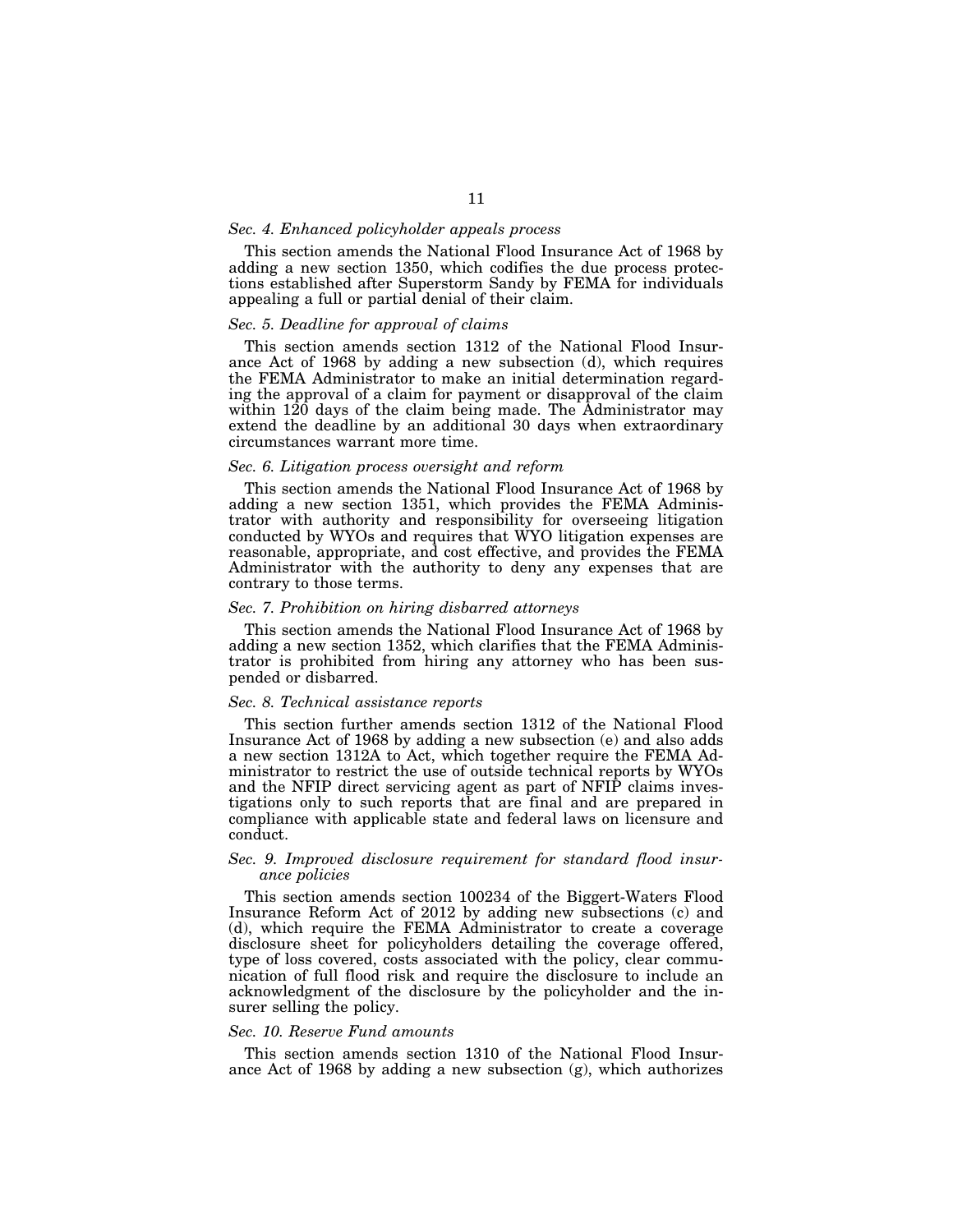*Sec. 4. Enhanced policyholder appeals process*

This section amends the National Flood Insurance Act of 1968 by adding a new section 1350, which codifies the due process protections established after Superstorm Sandy by FEMA for individuals appealing a full or partial denial of their claim.

*Sec. 5. Deadline for approval of claims*

This section amends section 1312 of the National Flood Insurance Act of 1968 by adding a new subsection (d), which requires the FEMA Administrator to make an initial determination regarding the approval of a claim for payment or disapproval of the claim within 120 days of the claim being made. The Administrator may extend the deadline by an additional 30 days when extraordinary circumstances warrant more time.

*Sec. 6. Litigation process oversight and reform*

This section amends the National Flood Insurance Act of 1968 by adding a new section 1351, which provides the FEMA Administrator with authority and responsibility for overseeing litigation conducted by WYOs and requires that WYO litigation expenses are reasonable, appropriate, and cost effective, and provides the FEMA Administrator with the authority to deny any expenses that are contrary to those terms.

*Sec. 7. Prohibition on hiring disbarred attorneys*

This section amends the National Flood Insurance Act of 1968 by adding a new section 1352, which clarifies that the FEMA Administrator is prohibited from hiring any attorney who has been suspended or disbarred.

*Sec. 8. Technical assistance reports*

This section further amends section 1312 of the National Flood Insurance Act of 1968 by adding a new subsection (e) and also adds a new section 1312A to Act, which together require the FEMA Administrator to restrict the use of outside technical reports by WYOs and the NFIP direct servicing agent as part of NFIP claims investigations only to such reports that are final and are prepared in compliance with applicable state and federal laws on licensure and conduct.

*Sec. 9. Improved disclosure requirement for standard flood insurance policies*

This section amends section 100234 of the Biggert-Waters Flood Insurance Reform Act of 2012 by adding new subsections (c) and (d), which require the FEMA Administrator to create a coverage disclosure sheet for policyholders detailing the coverage offered, type of loss covered, costs associated with the policy, clear communication of full flood risk and require the disclosure to include an acknowledgment of the disclosure by the policyholder and the insurer selling the policy.

*Sec. 10. Reserve Fund amounts*

This section amends section 1310 of the National Flood Insurance Act of 1968 by adding a new subsection (g), which authorizes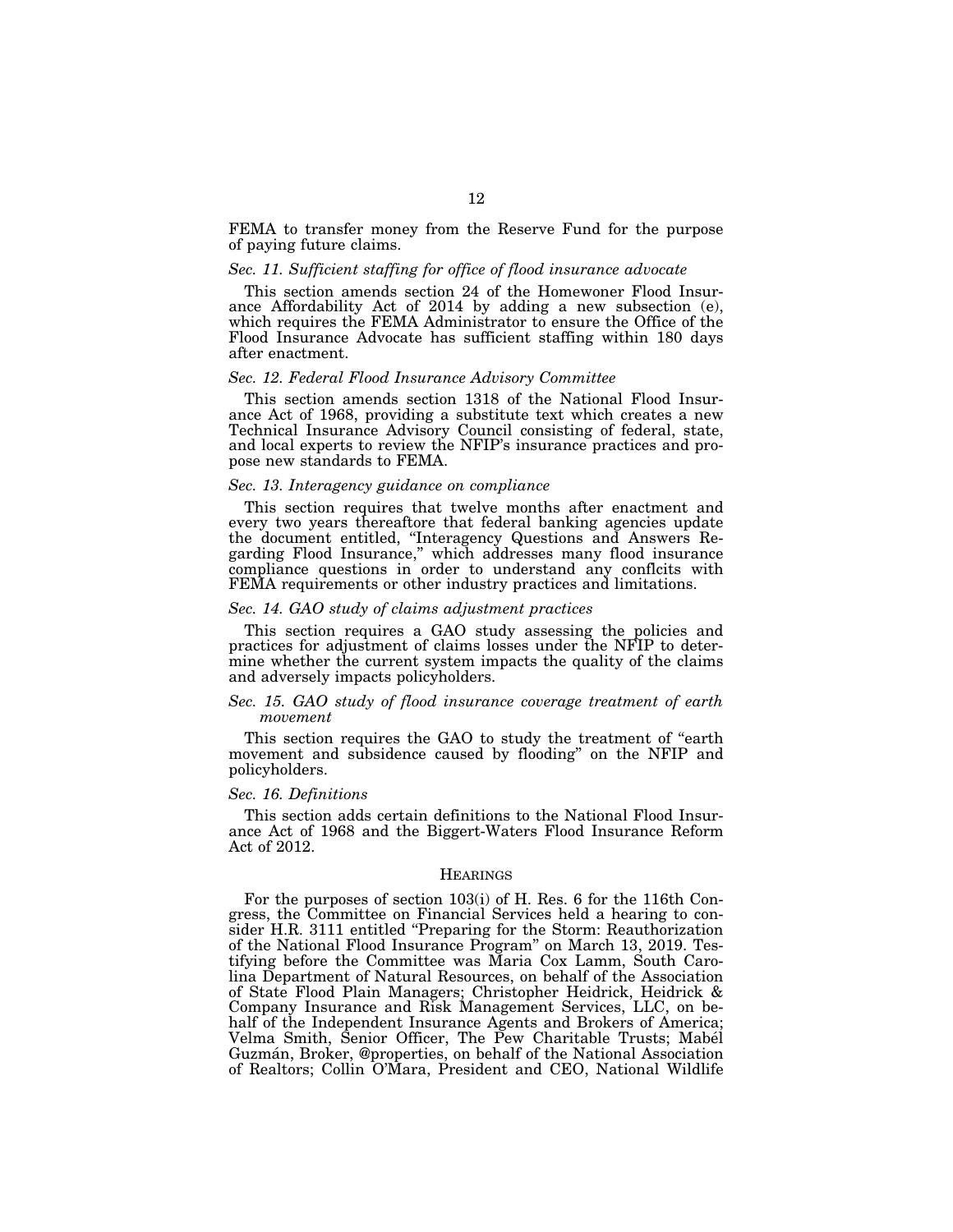FEMA to transfer money from the Reserve Fund for the purpose of paying future claims.

*Sec. 11. Sufficient staffing for office of flood insurance advocate*

This section amends section 24 of the Homewoner Flood Insurance Affordability Act of 2014 by adding a new subsection (e), which requires the FEMA Administrator to ensure the Office of the Flood Insurance Advocate has sufficient staffing within 180 days after enactment.

*Sec. 12. Federal Flood Insurance Advisory Committee*

This section amends section 1318 of the National Flood Insurance Act of 1968, providing a substitute text which creates a new Technical Insurance Advisory Council consisting of federal, state, and local experts to review the NFIP's insurance practices and propose new standards to FEMA.

*Sec. 13. Interagency guidance on compliance*

This section requires that twelve months after enactment and every two years thereaftore that federal banking agencies update the document entitled, "Interagency Questions and Answers Regarding Flood Insurance," which addresses many flood insurance compliance questions in order to understand any conflcits with FEMA requirements or other industry practices and limitations.

*Sec. 14. GAO study of claims adjustment practices*

This section requires a GAO study assessing the policies and practices for adjustment of claims losses under the NFIP to determine whether the current system impacts the quality of the claims and adversely impacts policyholders.

*Sec. 15. GAO study of flood insurance coverage treatment of earth movement*

This section requires the GAO to study the treatment of "earth movement and subsidence caused by flooding" on the NFIP and policyholders.

*Sec. 16. Definitions*

This section adds certain definitions to the National Flood Insurance Act of 1968 and the Biggert-Waters Flood Insurance Reform Act of 2012.

## HEARINGS

For the purposes of section 103(i) of H. Res. 6 for the 116th Congress, the Committee on Financial Services held a hearing to consider H.R. 3111 entitled "Preparing for the Storm: Reauthorization of the National Flood Insurance Program" on March 13, 2019. Testifying before the Committee was Maria Cox Lamm, South Carolina Department of Natural Resources, on behalf of the Association of State Flood Plain Managers; Christopher Heidrick, Heidrick & Company Insurance and Risk Management Services, LLC, on behalf of the Independent Insurance Agents and Brokers of America; Velma Smith, Senior Officer, The Pew Charitable Trusts; Mabél Guzmán, Broker, @properties, on behalf of the National Association of Realtors; Collin O'Mara, President and CEO, National Wildlife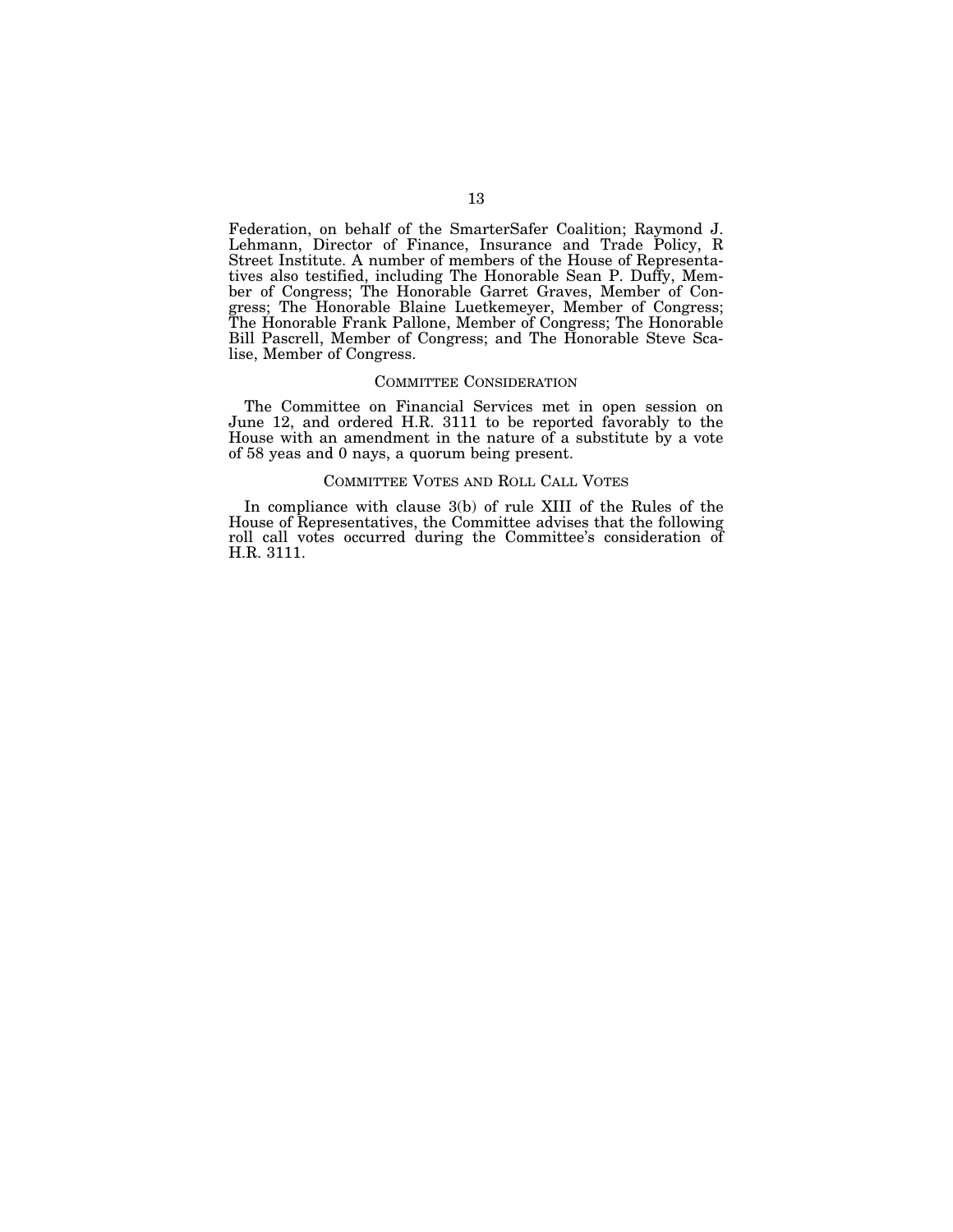Federation, on behalf of the SmarterSafer Coalition; Raymond J. Lehmann, Director of Finance, Insurance and Trade Policy, R Street Institute. A number of members of the House of Representatives also testified, including The Honorable Sean P. Duffy, Member of Congress; The Honorable Garret Graves, Member of Congress; The Honorable Blaine Luetkemeyer, Member of Congress; The Honorable Frank Pallone, Member of Congress; The Honorable Bill Pascrell, Member of Congress; and The Honorable Steve Scalise, Member of Congress.

## COMMITTEE CONSIDERATION

The Committee on Financial Services met in open session on June 12, and ordered H.R. 3111 to be reported favorably to the House with an amendment in the nature of a substitute by a vote of 58 yeas and 0 nays, a quorum being present.

## COMMITTEE VOTES AND ROLL CALL VOTES

In compliance with clause 3(b) of rule XIII of the Rules of the House of Representatives, the Committee advises that the following roll call votes occurred during the Committee's consideration of H.R. 3111.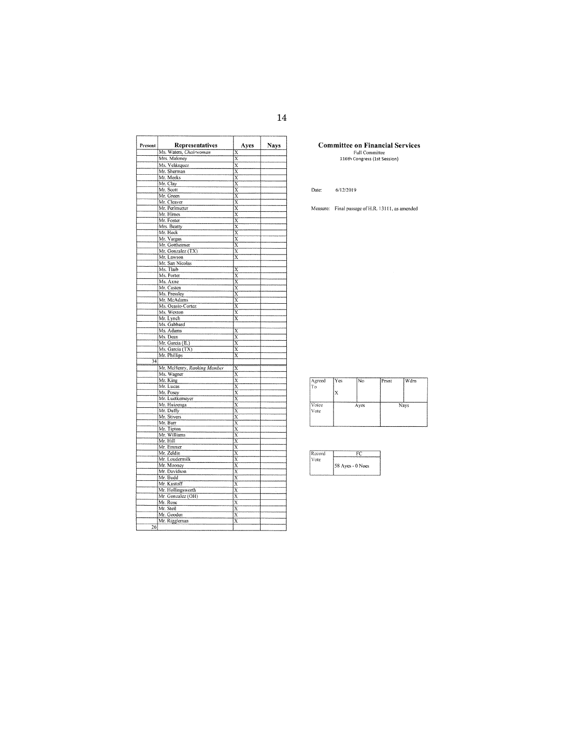| Present | Representatives | Ayes | Nays |
|---|---|---|---|
| | Ms. Waters, *Chairwoman* | X | |
| | Mrs. Maloney | X | |
| | Ms. Velázquez | X | |
| | Mr. Sherman | X | |
| | Mr. Meeks | X | |
| | Mr. Clay | X | |
| | Mr. Scott | X | |
| | Mr. Green | X | |
| | Mr. Cleaver | X | |
| | Mr. Perlmutter | X | |
| | Mr. Himes | X | |
| | Mr. Foster | X | |
| | Mrs. Beatty | X | |
| | Mr. Heck | X | |
| | Mr. Vargas | X | |
| | Mr. Gottheimer | X | |
| | Mr. Gonzalez (TX) | X | |
| | Mr. Lawson | X | |
| | Mr. San Nicolas | | |
| | Ms. Tlaib | X | |
| | Ms. Porter | X | |
| | Ms. Axne | X | |
| | Mr. Casten | X | |
| | Ms. Pressley | X | |
| | Mr. McAdams | X | |
| | Ms. Ocasio-Cortez | X | |
| | Ms. Wexton | X | |
| | Mr. Lynch | X | |
| | Ms. Gabbard | | |
| | Ms. Adams | X | |
| | Ms. Dean | X | |
| | Mr. Garcia (IL) | X | |
| | Ms. Garcia (TX) | X | |
| | Mr. Phillips | X | |
| 34 | | | |
| | Mr. McHenry, *Ranking Member* | X | |
| | Ms. Wagner | X | |
| | Mr. King | X | |
| | Mr. Lucas | X | |
| | Mr. Posey | X | |
| | Mr. Luetkemeyer | X | |
| | Mr. Huizenga | X | |
| | Mr. Duffy | X | |
| | Mr. Stivers | X | |
| | Mr. Barr | X | |
| | Mr. Tipton | X | |
| | Mr. Williams | X | |
| | Mr. Hill | X | |
| | Mr. Emmer | X | |
| | Mr. Zeldin | X | |
| | Mr. Loudermilk | X | |
| | Mr. Mooney | X | |
| | Mr. Davidson | X | |
| | Mr. Budd | X | |
| | Mr. Kustoff | X | |
| | Mr. Hollingsworth | X | |
| | Mr. Gonzalez (OH) | X | |
| | Mr. Rose | X | |
| | Mr. Steil | X | |
| | Mr. Gooden | X | |
| | Mr. Riggleman | X | |
| 26 | | | |

**Committee on Financial Services**
Full Committee
116th Congress (1st Session)

Date: 6/12/2019

Measure: Final passage of H.R. 13111, as amended

| Agreed To | Yes | No | Prsnt | Wdrn |
|---|---|---|---|---|
| | X | | | |
| Voice Vote | Ayes | | Nays | |
| | | | | |

| Record Vote | FC |
|---|---|
| | 58 Ayes - 0 Noes |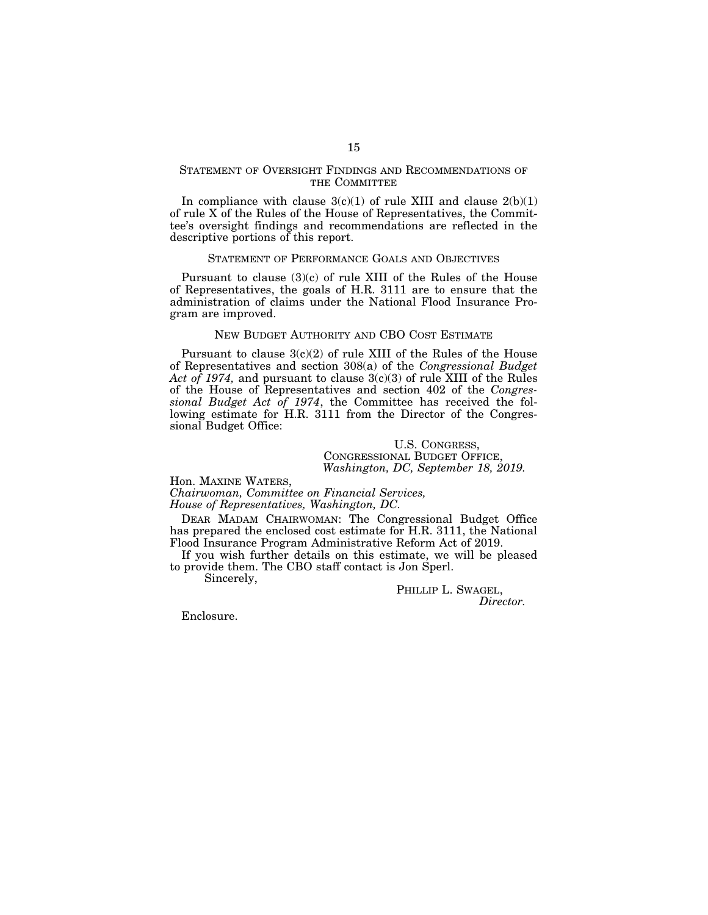## STATEMENT OF OVERSIGHT FINDINGS AND RECOMMENDATIONS OF THE COMMITTEE

In compliance with clause 3(c)(1) of rule XIII and clause 2(b)(1) of rule X of the Rules of the House of Representatives, the Committee's oversight findings and recommendations are reflected in the descriptive portions of this report.

## STATEMENT OF PERFORMANCE GOALS AND OBJECTIVES

Pursuant to clause (3)(c) of rule XIII of the Rules of the House of Representatives, the goals of H.R. 3111 are to ensure that the administration of claims under the National Flood Insurance Program are improved.

## NEW BUDGET AUTHORITY AND CBO COST ESTIMATE

Pursuant to clause 3(c)(2) of rule XIII of the Rules of the House of Representatives and section 308(a) of the *Congressional Budget Act of 1974,* and pursuant to clause 3(c)(3) of rule XIII of the Rules of the House of Representatives and section 402 of the *Congressional Budget Act of 1974*, the Committee has received the following estimate for H.R. 3111 from the Director of the Congressional Budget Office:

U.S. CONGRESS,
CONGRESSIONAL BUDGET OFFICE,
*Washington, DC, September 18, 2019.*

Hon. MAXINE WATERS,
*Chairwoman, Committee on Financial Services,*
*House of Representatives, Washington, DC.*

DEAR MADAM CHAIRWOMAN: The Congressional Budget Office has prepared the enclosed cost estimate for H.R. 3111, the National Flood Insurance Program Administrative Reform Act of 2019.

If you wish further details on this estimate, we will be pleased to provide them. The CBO staff contact is Jon Sperl.

Sincerely,

PHILLIP L. SWAGEL,
*Director.*

Enclosure.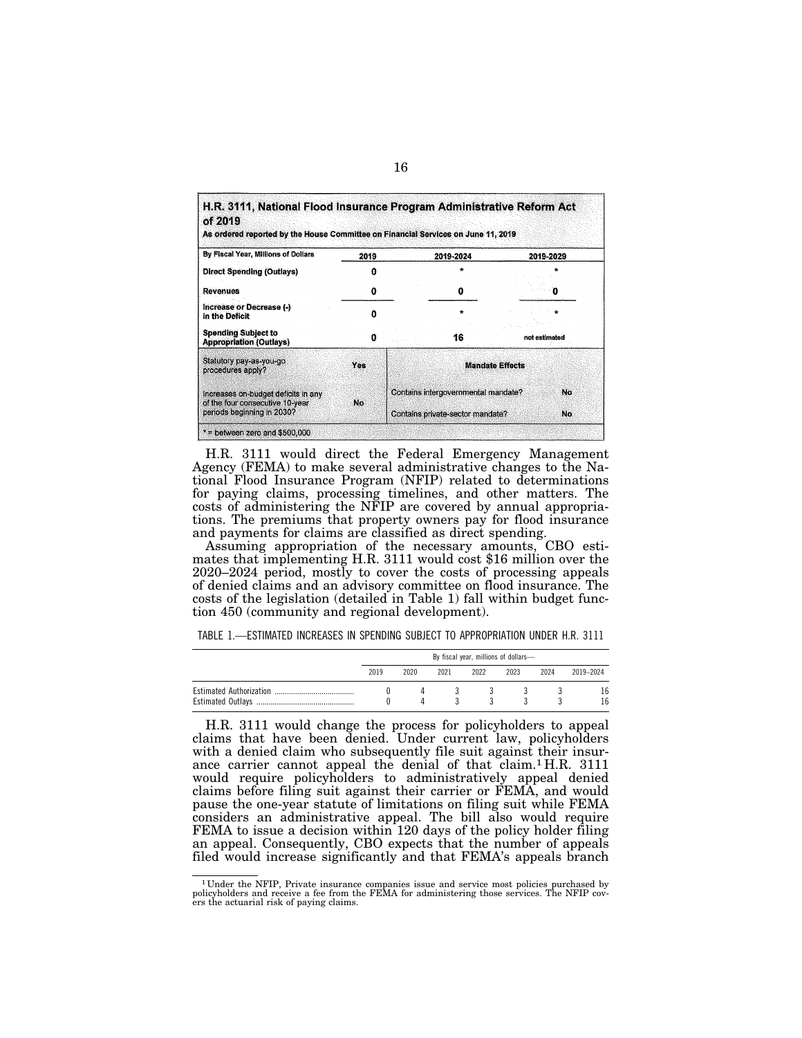**H.R. 3111, National Flood Insurance Program Administrative Reform Act of 2019**

As ordered reported by the House Committee on Financial Services on June 11, 2019

| By Fiscal Year, Millions of Dollars | 2019 | 2019-2024 | 2019-2029 |
|---|---|---|---|
| Direct Spending (Outlays) | 0 | * | * |
| Revenues | 0 | 0 | 0 |
| Increase or Decrease (-) in the Deficit | 0 | * | * |
| Spending Subject to Appropriation (Outlays) | 0 | 16 | not estimated |

| | | Mandate Effects | |
|---|---|---|---|
| Statutory pay-as-you-go procedures apply? | Yes | | |
| Increases on-budget deficits in any of the four consecutive 10-year periods beginning in 2030? | No | Contains intergovernmental mandate? | No |
| | | Contains private-sector mandate? | No |

* = between zero and $500,000

H.R. 3111 would direct the Federal Emergency Management Agency (FEMA) to make several administrative changes to the National Flood Insurance Program (NFIP) related to determinations for paying claims, processing timelines, and other matters. The costs of administering the NFIP are covered by annual appropriations. The premiums that property owners pay for flood insurance and payments for claims are classified as direct spending.

Assuming appropriation of the necessary amounts, CBO estimates that implementing H.R. 3111 would cost $16 million over the 2020–2024 period, mostly to cover the costs of processing appeals of denied claims and an advisory committee on flood insurance. The costs of the legislation (detailed in Table 1) fall within budget function 450 (community and regional development).

TABLE 1.—ESTIMATED INCREASES IN SPENDING SUBJECT TO APPROPRIATION UNDER H.R. 3111

| | By fiscal year, millions of dollars— | | | | | | |
|---|---|---|---|---|---|---|---|
| | 2019 | 2020 | 2021 | 2022 | 2023 | 2024 | 2019–2024 |
| Estimated Authorization | 0 | 4 | 3 | 3 | 3 | 3 | 16 |
| Estimated Outlays | 0 | 4 | 3 | 3 | 3 | 3 | 16 |

H.R. 3111 would change the process for policyholders to appeal claims that have been denied. Under current law, policyholders with a denied claim who subsequently file suit against their insurance carrier cannot appeal the denial of that claim.[1] H.R. 3111 would require policyholders to administratively appeal denied claims before filing suit against their carrier or FEMA, and would pause the one-year statute of limitations on filing suit while FEMA considers an administrative appeal. The bill also would require FEMA to issue a decision within 120 days of the policy holder filing an appeal. Consequently, CBO expects that the number of appeals filed would increase significantly and that FEMA's appeals branch

[1] Under the NFIP, Private insurance companies issue and service most policies purchased by policyholders and receive a fee from the FEMA for administering those services. The NFIP covers the actuarial risk of paying claims.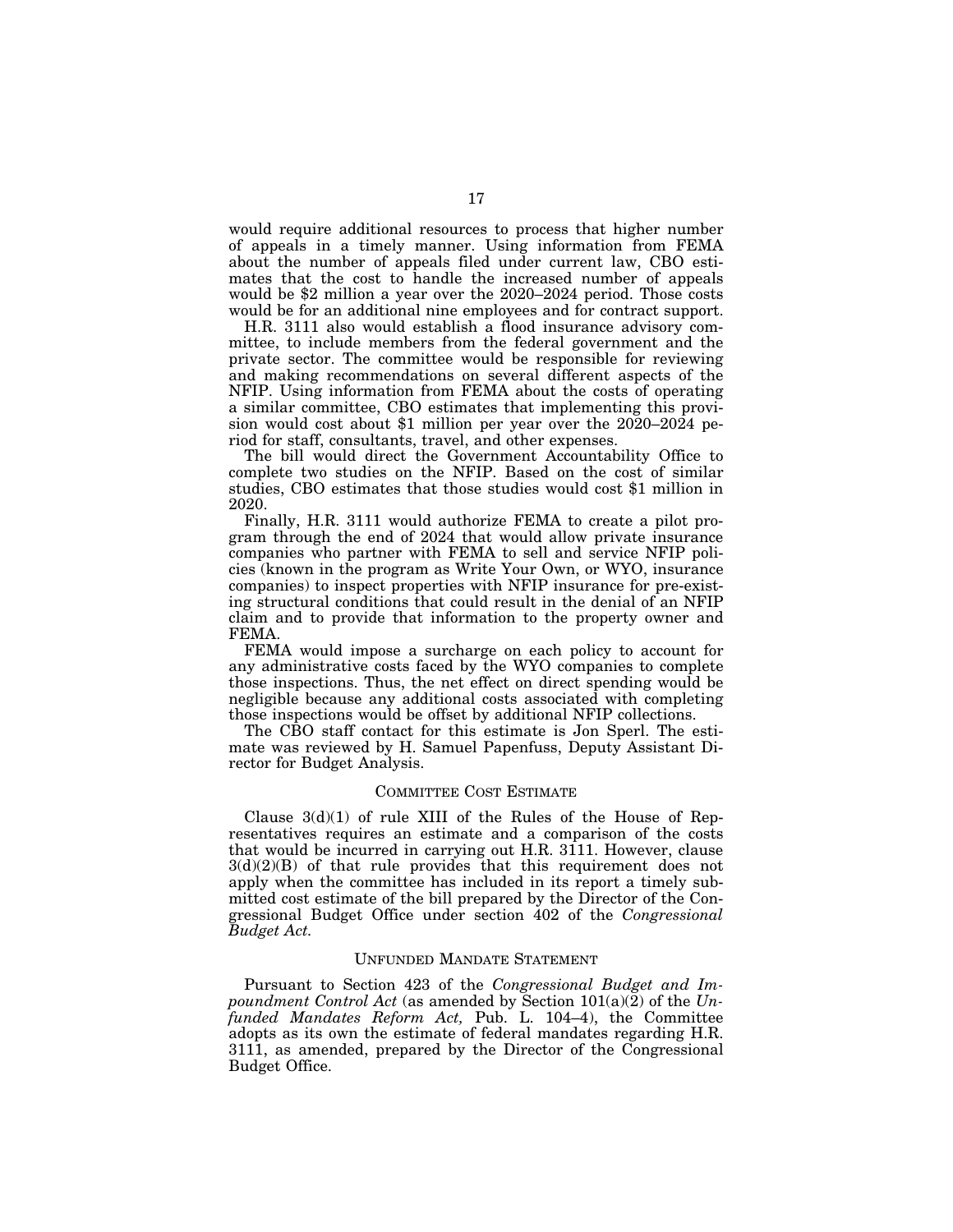would require additional resources to process that higher number of appeals in a timely manner. Using information from FEMA about the number of appeals filed under current law, CBO estimates that the cost to handle the increased number of appeals would be $2 million a year over the 2020–2024 period. Those costs would be for an additional nine employees and for contract support.

H.R. 3111 also would establish a flood insurance advisory committee, to include members from the federal government and the private sector. The committee would be responsible for reviewing and making recommendations on several different aspects of the NFIP. Using information from FEMA about the costs of operating a similar committee, CBO estimates that implementing this provision would cost about $1 million per year over the 2020–2024 period for staff, consultants, travel, and other expenses.

The bill would direct the Government Accountability Office to complete two studies on the NFIP. Based on the cost of similar studies, CBO estimates that those studies would cost $1 million in 2020.

Finally, H.R. 3111 would authorize FEMA to create a pilot program through the end of 2024 that would allow private insurance companies who partner with FEMA to sell and service NFIP policies (known in the program as Write Your Own, or WYO, insurance companies) to inspect properties with NFIP insurance for pre-existing structural conditions that could result in the denial of an NFIP claim and to provide that information to the property owner and FEMA.

FEMA would impose a surcharge on each policy to account for any administrative costs faced by the WYO companies to complete those inspections. Thus, the net effect on direct spending would be negligible because any additional costs associated with completing those inspections would be offset by additional NFIP collections.

The CBO staff contact for this estimate is Jon Sperl. The estimate was reviewed by H. Samuel Papenfuss, Deputy Assistant Director for Budget Analysis.

## Committee Cost Estimate

Clause 3(d)(1) of rule XIII of the Rules of the House of Representatives requires an estimate and a comparison of the costs that would be incurred in carrying out H.R. 3111. However, clause 3(d)(2)(B) of that rule provides that this requirement does not apply when the committee has included in its report a timely submitted cost estimate of the bill prepared by the Director of the Congressional Budget Office under section 402 of the *Congressional Budget Act.*

## Unfunded Mandate Statement

Pursuant to Section 423 of the *Congressional Budget and Impoundment Control Act* (as amended by Section 101(a)(2) of the *Unfunded Mandates Reform Act,* Pub. L. 104–4), the Committee adopts as its own the estimate of federal mandates regarding H.R. 3111, as amended, prepared by the Director of the Congressional Budget Office.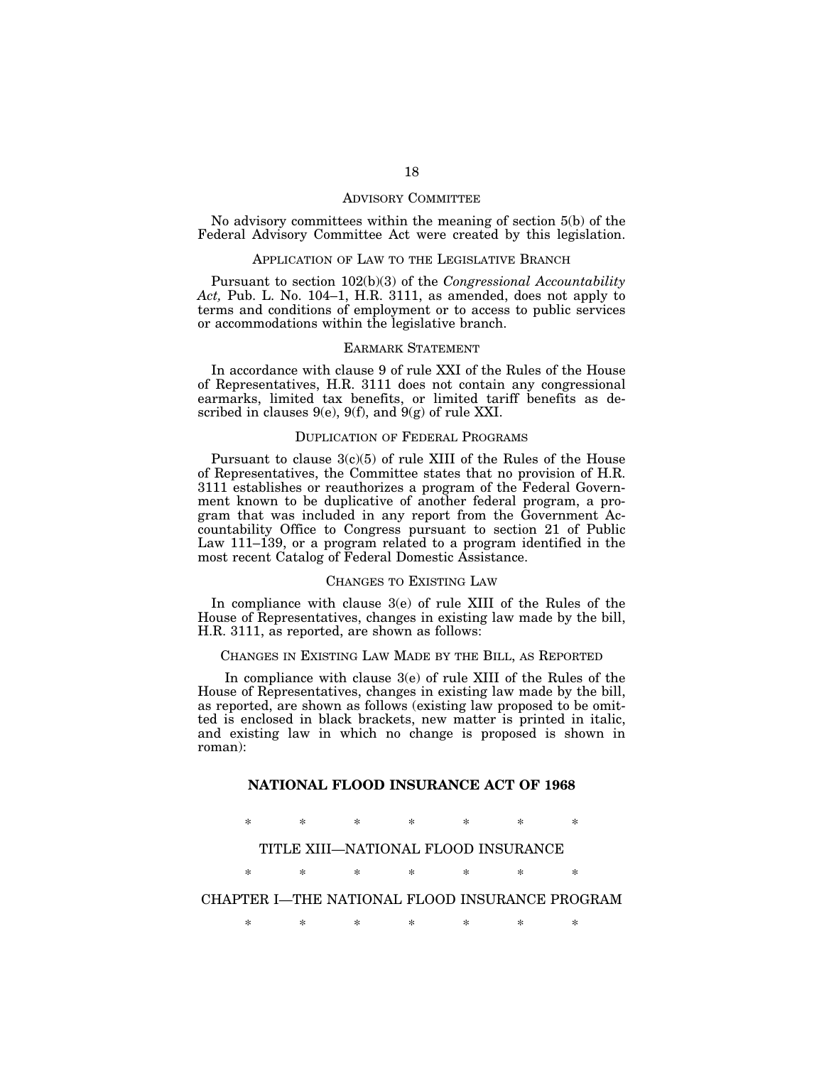## Advisory Committee

No advisory committees within the meaning of section 5(b) of the Federal Advisory Committee Act were created by this legislation.

## Application of Law to the Legislative Branch

Pursuant to section 102(b)(3) of the *Congressional Accountability Act,* Pub. L. No. 104–1, H.R. 3111, as amended, does not apply to terms and conditions of employment or to access to public services or accommodations within the legislative branch.

## Earmark Statement

In accordance with clause 9 of rule XXI of the Rules of the House of Representatives, H.R. 3111 does not contain any congressional earmarks, limited tax benefits, or limited tariff benefits as described in clauses 9(e), 9(f), and 9(g) of rule XXI.

## Duplication of Federal Programs

Pursuant to clause 3(c)(5) of rule XIII of the Rules of the House of Representatives, the Committee states that no provision of H.R. 3111 establishes or reauthorizes a program of the Federal Government known to be duplicative of another federal program, a program that was included in any report from the Government Accountability Office to Congress pursuant to section 21 of Public Law 111–139, or a program related to a program identified in the most recent Catalog of Federal Domestic Assistance.

## Changes to Existing Law

In compliance with clause 3(e) of rule XIII of the Rules of the House of Representatives, changes in existing law made by the bill, H.R. 3111, as reported, are shown as follows:

## Changes in Existing Law Made by the Bill, as Reported

In compliance with clause 3(e) of rule XIII of the Rules of the House of Representatives, changes in existing law made by the bill, as reported, are shown as follows (existing law proposed to be omitted is enclosed in black brackets, new matter is printed in italic, and existing law in which no change is proposed is shown in roman):

**NATIONAL FLOOD INSURANCE ACT OF 1968**

\* \* \* \* \* \* \*

TITLE XIII—NATIONAL FLOOD INSURANCE

\* \* \* \* \* \* \*

CHAPTER I—THE NATIONAL FLOOD INSURANCE PROGRAM

\* \* \* \* \* \* \*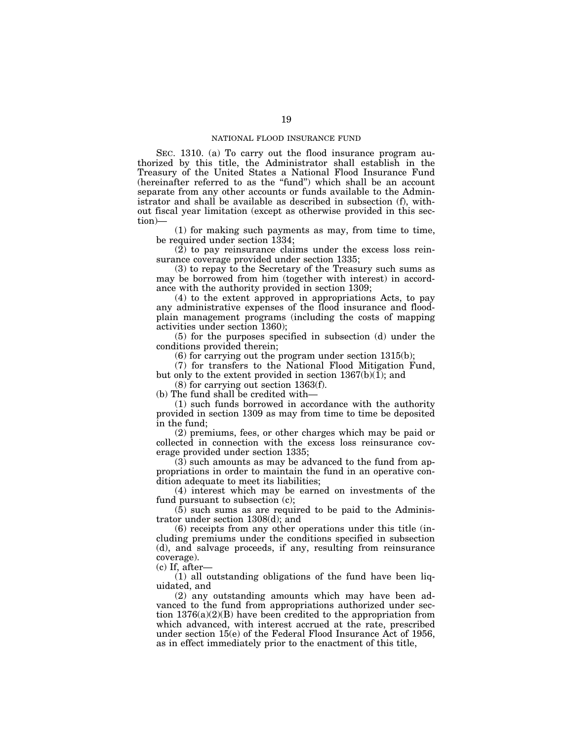## NATIONAL FLOOD INSURANCE FUND

SEC. 1310. (a) To carry out the flood insurance program authorized by this title, the Administrator shall establish in the Treasury of the United States a National Flood Insurance Fund (hereinafter referred to as the "fund") which shall be an account separate from any other accounts or funds available to the Administrator and shall be available as described in subsection (f), without fiscal year limitation (except as otherwise provided in this section)—

(1) for making such payments as may, from time to time, be required under section 1334;

(2) to pay reinsurance claims under the excess loss reinsurance coverage provided under section 1335;

(3) to repay to the Secretary of the Treasury such sums as may be borrowed from him (together with interest) in accordance with the authority provided in section 1309;

(4) to the extent approved in appropriations Acts, to pay any administrative expenses of the flood insurance and floodplain management programs (including the costs of mapping activities under section 1360);

(5) for the purposes specified in subsection (d) under the conditions provided therein;

(6) for carrying out the program under section 1315(b);

(7) for transfers to the National Flood Mitigation Fund, but only to the extent provided in section 1367(b)(1); and

(8) for carrying out section 1363(f).

(b) The fund shall be credited with—

(1) such funds borrowed in accordance with the authority provided in section 1309 as may from time to time be deposited in the fund;

(2) premiums, fees, or other charges which may be paid or collected in connection with the excess loss reinsurance coverage provided under section 1335;

(3) such amounts as may be advanced to the fund from appropriations in order to maintain the fund in an operative condition adequate to meet its liabilities;

(4) interest which may be earned on investments of the fund pursuant to subsection (c);

(5) such sums as are required to be paid to the Administrator under section 1308(d); and

(6) receipts from any other operations under this title (including premiums under the conditions specified in subsection (d), and salvage proceeds, if any, resulting from reinsurance coverage).

(c) If, after—

(1) all outstanding obligations of the fund have been liquidated, and

(2) any outstanding amounts which may have been advanced to the fund from appropriations authorized under section 1376(a)(2)(B) have been credited to the appropriation from which advanced, with interest accrued at the rate, prescribed under section 15(e) of the Federal Flood Insurance Act of 1956, as in effect immediately prior to the enactment of this title,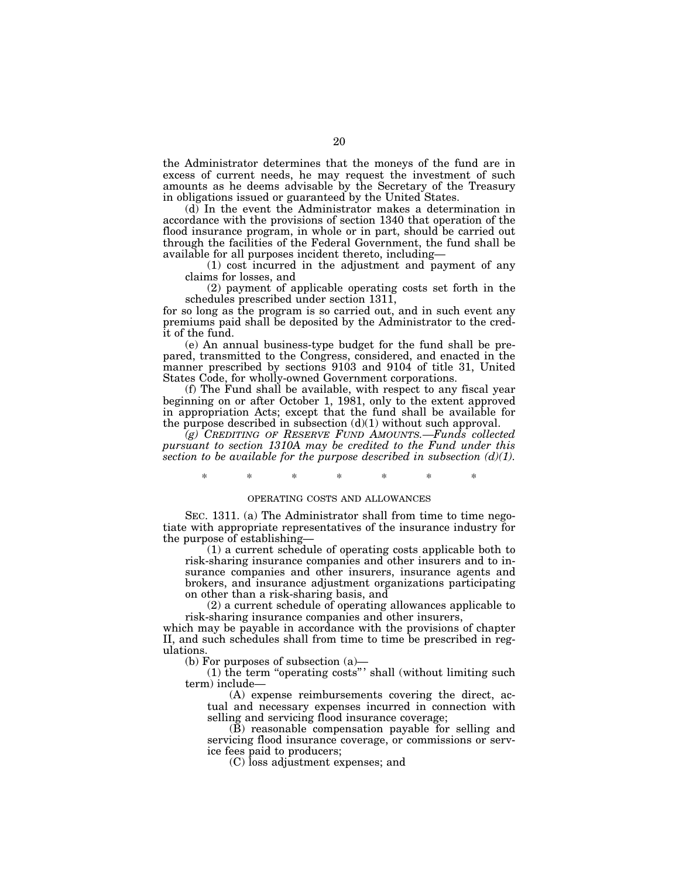the Administrator determines that the moneys of the fund are in excess of current needs, he may request the investment of such amounts as he deems advisable by the Secretary of the Treasury in obligations issued or guaranteed by the United States.

(d) In the event the Administrator makes a determination in accordance with the provisions of section 1340 that operation of the flood insurance program, in whole or in part, should be carried out through the facilities of the Federal Government, the fund shall be available for all purposes incident thereto, including—

(1) cost incurred in the adjustment and payment of any claims for losses, and

(2) payment of applicable operating costs set forth in the schedules prescribed under section 1311,

for so long as the program is so carried out, and in such event any premiums paid shall be deposited by the Administrator to the credit of the fund.

(e) An annual business-type budget for the fund shall be prepared, transmitted to the Congress, considered, and enacted in the manner prescribed by sections 9103 and 9104 of title 31, United States Code, for wholly-owned Government corporations.

(f) The Fund shall be available, with respect to any fiscal year beginning on or after October 1, 1981, only to the extent approved in appropriation Acts; except that the fund shall be available for the purpose described in subsection (d)(1) without such approval.

*(g) CREDITING OF RESERVE FUND AMOUNTS.—Funds collected pursuant to section 1310A may be credited to the Fund under this section to be available for the purpose described in subsection (d)(1).*

\* \* \* \* \* \* \*

OPERATING COSTS AND ALLOWANCES

SEC. 1311. (a) The Administrator shall from time to time negotiate with appropriate representatives of the insurance industry for the purpose of establishing—

(1) a current schedule of operating costs applicable both to risk-sharing insurance companies and other insurers and to insurance companies and other insurers, insurance agents and brokers, and insurance adjustment organizations participating on other than a risk-sharing basis, and

(2) a current schedule of operating allowances applicable to risk-sharing insurance companies and other insurers,

which may be payable in accordance with the provisions of chapter II, and such schedules shall from time to time be prescribed in regulations.

(b) For purposes of subsection (a)—

(1) the term "operating costs"' shall (without limiting such term) include—

(A) expense reimbursements covering the direct, actual and necessary expenses incurred in connection with selling and servicing flood insurance coverage;

(B) reasonable compensation payable for selling and servicing flood insurance coverage, or commissions or service fees paid to producers;

(C) loss adjustment expenses; and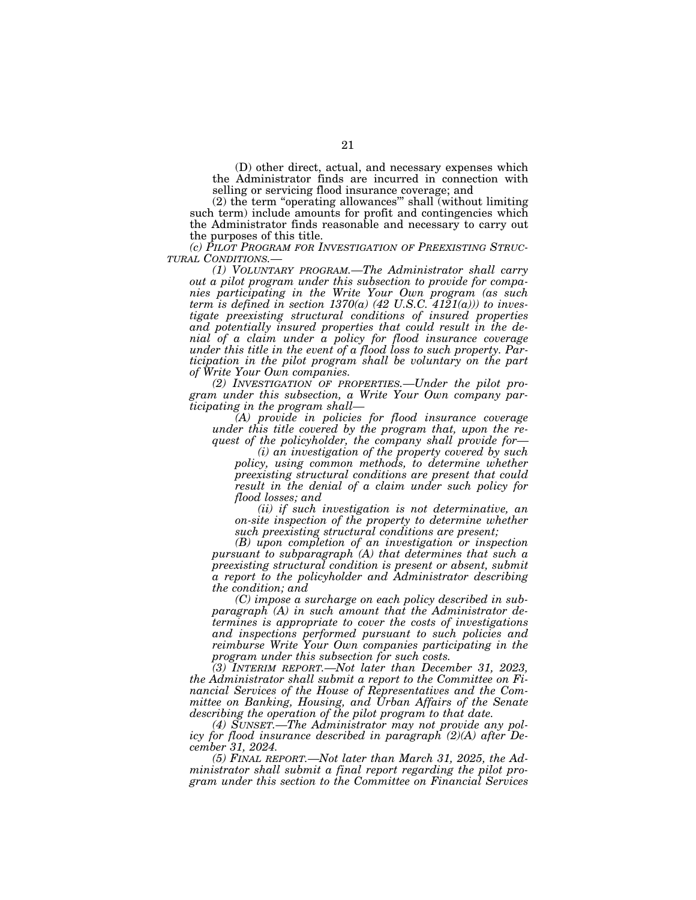(D) other direct, actual, and necessary expenses which the Administrator finds are incurred in connection with selling or servicing flood insurance coverage; and

(2) the term "operating allowances"' shall (without limiting such term) include amounts for profit and contingencies which the Administrator finds reasonable and necessary to carry out the purposes of this title.

*(c) PILOT PROGRAM FOR INVESTIGATION OF PREEXISTING STRUCTURAL CONDITIONS.—*

*(1) VOLUNTARY PROGRAM.—The Administrator shall carry out a pilot program under this subsection to provide for companies participating in the Write Your Own program (as such term is defined in section 1370(a) (42 U.S.C. 4121(a))) to investigate preexisting structural conditions of insured properties and potentially insured properties that could result in the denial of a claim under a policy for flood insurance coverage under this title in the event of a flood loss to such property. Participation in the pilot program shall be voluntary on the part of Write Your Own companies.*

*(2) INVESTIGATION OF PROPERTIES.—Under the pilot program under this subsection, a Write Your Own company participating in the program shall—*

*(A) provide in policies for flood insurance coverage under this title covered by the program that, upon the request of the policyholder, the company shall provide for—*

*(i) an investigation of the property covered by such policy, using common methods, to determine whether preexisting structural conditions are present that could result in the denial of a claim under such policy for flood losses; and*

*(ii) if such investigation is not determinative, an on-site inspection of the property to determine whether such preexisting structural conditions are present;*

*(B) upon completion of an investigation or inspection pursuant to subparagraph (A) that determines that such a preexisting structural condition is present or absent, submit a report to the policyholder and Administrator describing the condition; and*

*(C) impose a surcharge on each policy described in subparagraph (A) in such amount that the Administrator determines is appropriate to cover the costs of investigations and inspections performed pursuant to such policies and reimburse Write Your Own companies participating in the program under this subsection for such costs.*

*(3) INTERIM REPORT.—Not later than December 31, 2023, the Administrator shall submit a report to the Committee on Financial Services of the House of Representatives and the Committee on Banking, Housing, and Urban Affairs of the Senate describing the operation of the pilot program to that date.*

*(4) SUNSET.—The Administrator may not provide any policy for flood insurance described in paragraph (2)(A) after December 31, 2024.*

*(5) FINAL REPORT.—Not later than March 31, 2025, the Administrator shall submit a final report regarding the pilot program under this section to the Committee on Financial Services*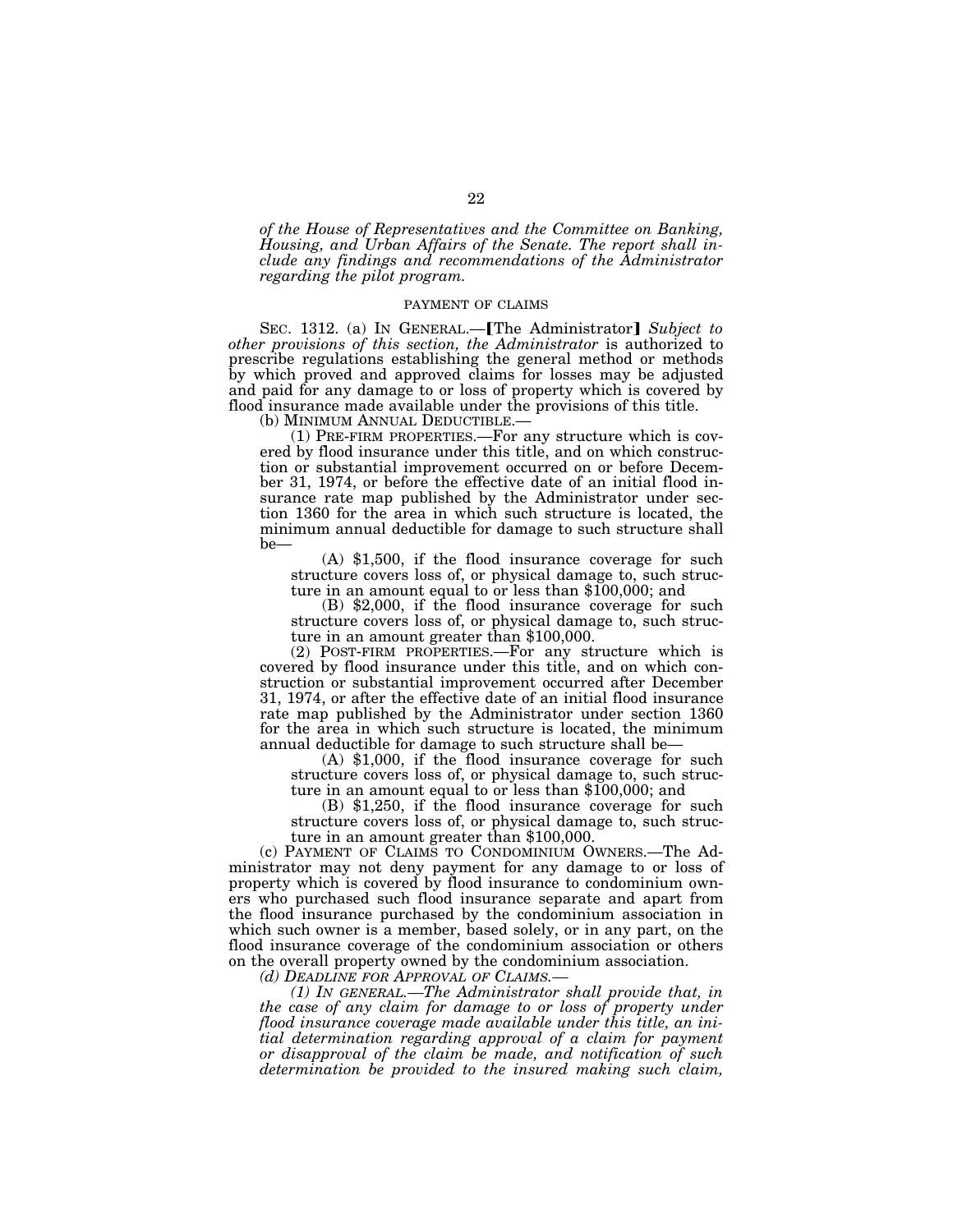*of the House of Representatives and the Committee on Banking, Housing, and Urban Affairs of the Senate. The report shall include any findings and recommendations of the Administrator regarding the pilot program.*

PAYMENT OF CLAIMS

SEC. 1312. (a) IN GENERAL.—【The Administrator】 *Subject to other provisions of this section, the Administrator* is authorized to prescribe regulations establishing the general method or methods by which proved and approved claims for losses may be adjusted and paid for any damage to or loss of property which is covered by flood insurance made available under the provisions of this title.

(b) MINIMUM ANNUAL DEDUCTIBLE.—

(1) PRE-FIRM PROPERTIES.—For any structure which is covered by flood insurance under this title, and on which construction or substantial improvement occurred on or before December 31, 1974, or before the effective date of an initial flood insurance rate map published by the Administrator under section 1360 for the area in which such structure is located, the minimum annual deductible for damage to such structure shall be—

(A) $1,500, if the flood insurance coverage for such structure covers loss of, or physical damage to, such structure in an amount equal to or less than $100,000; and

(B) $2,000, if the flood insurance coverage for such structure covers loss of, or physical damage to, such structure in an amount greater than $100,000.

(2) POST-FIRM PROPERTIES.—For any structure which is covered by flood insurance under this title, and on which construction or substantial improvement occurred after December 31, 1974, or after the effective date of an initial flood insurance rate map published by the Administrator under section 1360 for the area in which such structure is located, the minimum annual deductible for damage to such structure shall be—

(A) $1,000, if the flood insurance coverage for such structure covers loss of, or physical damage to, such structure in an amount equal to or less than $100,000; and

(B) $1,250, if the flood insurance coverage for such structure covers loss of, or physical damage to, such structure in an amount greater than $100,000.

(c) PAYMENT OF CLAIMS TO CONDOMINIUM OWNERS.—The Administrator may not deny payment for any damage to or loss of property which is covered by flood insurance to condominium owners who purchased such flood insurance separate and apart from the flood insurance purchased by the condominium association in which such owner is a member, based solely, or in any part, on the flood insurance coverage of the condominium association or others on the overall property owned by the condominium association.

*(d) DEADLINE FOR APPROVAL OF CLAIMS.—*

*(1) IN GENERAL.—The Administrator shall provide that, in the case of any claim for damage to or loss of property under flood insurance coverage made available under this title, an initial determination regarding approval of a claim for payment or disapproval of the claim be made, and notification of such determination be provided to the insured making such claim,*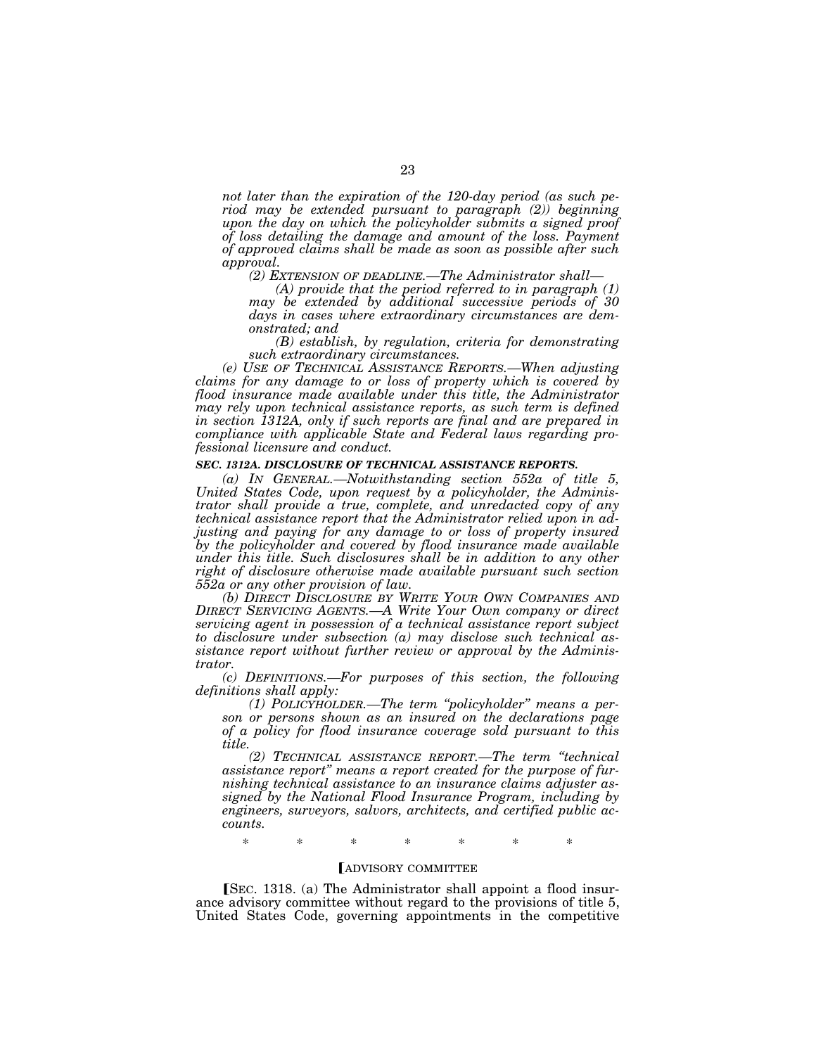*not later than the expiration of the 120-day period (as such period may be extended pursuant to paragraph (2)) beginning upon the day on which the policyholder submits a signed proof of loss detailing the damage and amount of the loss. Payment of approved claims shall be made as soon as possible after such approval.*

*(2) EXTENSION OF DEADLINE.—The Administrator shall—*

*(A) provide that the period referred to in paragraph (1) may be extended by additional successive periods of 30 days in cases where extraordinary circumstances are demonstrated; and*

*(B) establish, by regulation, criteria for demonstrating such extraordinary circumstances.*

*(e) USE OF TECHNICAL ASSISTANCE REPORTS.—When adjusting claims for any damage to or loss of property which is covered by flood insurance made available under this title, the Administrator may rely upon technical assistance reports, as such term is defined in section 1312A, only if such reports are final and are prepared in compliance with applicable State and Federal laws regarding professional licensure and conduct.*

***SEC. 1312A. DISCLOSURE OF TECHNICAL ASSISTANCE REPORTS.***

*(a) IN GENERAL.—Notwithstanding section 552a of title 5, United States Code, upon request by a policyholder, the Administrator shall provide a true, complete, and unredacted copy of any technical assistance report that the Administrator relied upon in adjusting and paying for any damage to or loss of property insured by the policyholder and covered by flood insurance made available under this title. Such disclosures shall be in addition to any other right of disclosure otherwise made available pursuant such section 552a or any other provision of law.*

*(b) DIRECT DISCLOSURE BY WRITE YOUR OWN COMPANIES AND DIRECT SERVICING AGENTS.—A Write Your Own company or direct servicing agent in possession of a technical assistance report subject to disclosure under subsection (a) may disclose such technical assistance report without further review or approval by the Administrator.*

*(c) DEFINITIONS.—For purposes of this section, the following definitions shall apply:*

*(1) POLICYHOLDER.—The term "policyholder" means a person or persons shown as an insured on the declarations page of a policy for flood insurance coverage sold pursuant to this title.*

*(2) TECHNICAL ASSISTANCE REPORT.—The term "technical assistance report" means a report created for the purpose of furnishing technical assistance to an insurance claims adjuster assigned by the National Flood Insurance Program, including by engineers, surveyors, salvors, architects, and certified public accounts.*

\* \* \* \* \* \* \*

[ADVISORY COMMITTEE

[SEC. 1318. (a) The Administrator shall appoint a flood insurance advisory committee without regard to the provisions of title 5, United States Code, governing appointments in the competitive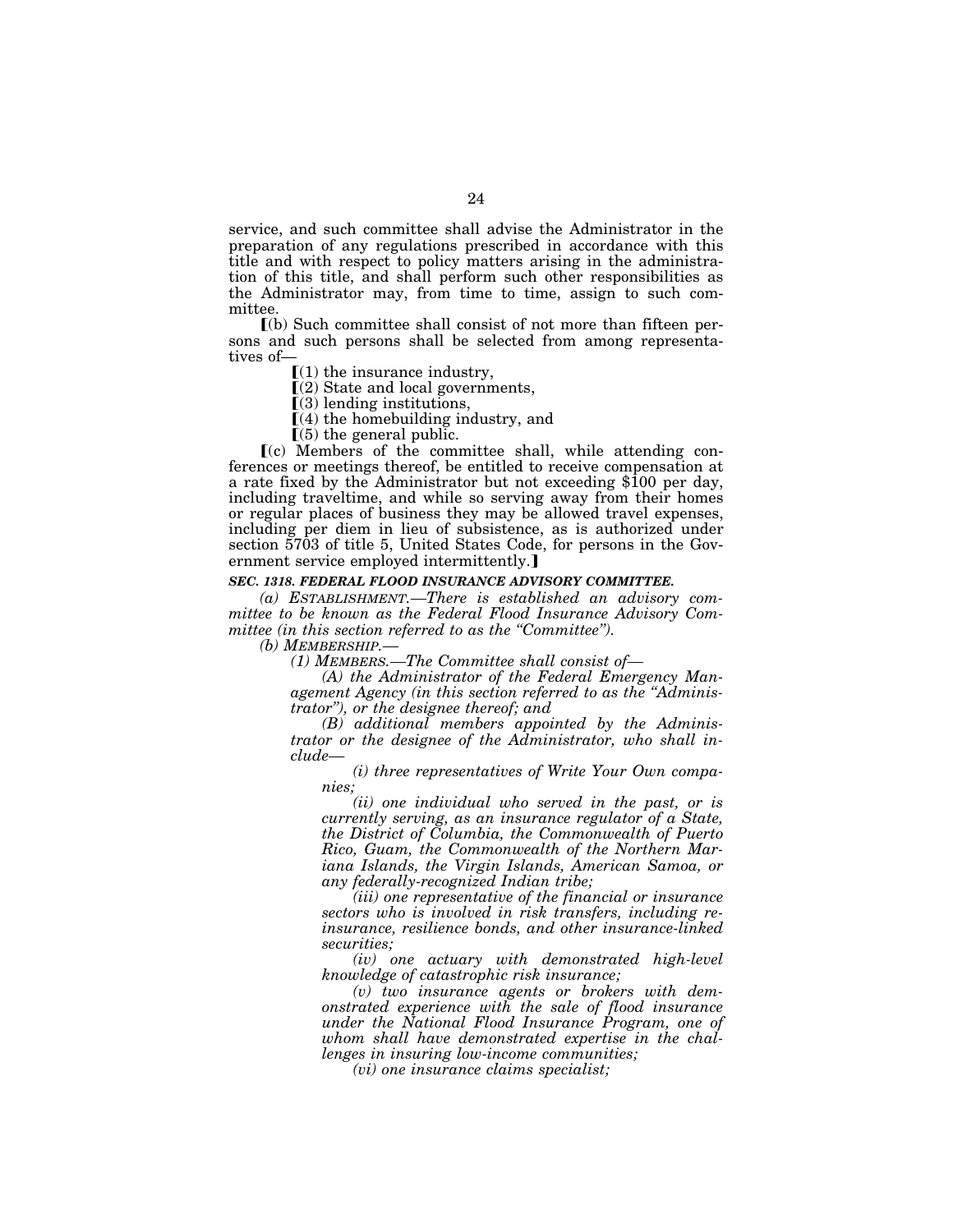service, and such committee shall advise the Administrator in the preparation of any regulations prescribed in accordance with this title and with respect to policy matters arising in the administration of this title, and shall perform such other responsibilities as the Administrator may, from time to time, assign to such committee.

⟦(b) Such committee shall consist of not more than fifteen persons and such persons shall be selected from among representatives of—

⟦(1) the insurance industry,

⟦(2) State and local governments,

⟦(3) lending institutions,

⟦(4) the homebuilding industry, and

⟦(5) the general public.

⟦(c) Members of the committee shall, while attending conferences or meetings thereof, be entitled to receive compensation at a rate fixed by the Administrator but not exceeding $100 per day, including traveltime, and while so serving away from their homes or regular places of business they may be allowed travel expenses, including per diem in lieu of subsistence, as is authorized under section 5703 of title 5, United States Code, for persons in the Government service employed intermittently.⟧

***SEC. 1318. FEDERAL FLOOD INSURANCE ADVISORY COMMITTEE.***

*(a) ESTABLISHMENT.—There is established an advisory committee to be known as the Federal Flood Insurance Advisory Committee (in this section referred to as the "Committee").*

*(b) MEMBERSHIP.—*

*(1) MEMBERS.—The Committee shall consist of—*

*(A) the Administrator of the Federal Emergency Management Agency (in this section referred to as the "Administrator"), or the designee thereof; and*

*(B) additional members appointed by the Administrator or the designee of the Administrator, who shall include—*

*(i) three representatives of Write Your Own companies;*

*(ii) one individual who served in the past, or is currently serving, as an insurance regulator of a State, the District of Columbia, the Commonwealth of Puerto Rico, Guam, the Commonwealth of the Northern Mariana Islands, the Virgin Islands, American Samoa, or any federally-recognized Indian tribe;*

*(iii) one representative of the financial or insurance sectors who is involved in risk transfers, including reinsurance, resilience bonds, and other insurance-linked securities;*

*(iv) one actuary with demonstrated high-level knowledge of catastrophic risk insurance;*

*(v) two insurance agents or brokers with demonstrated experience with the sale of flood insurance under the National Flood Insurance Program, one of whom shall have demonstrated expertise in the challenges in insuring low-income communities;*

*(vi) one insurance claims specialist;*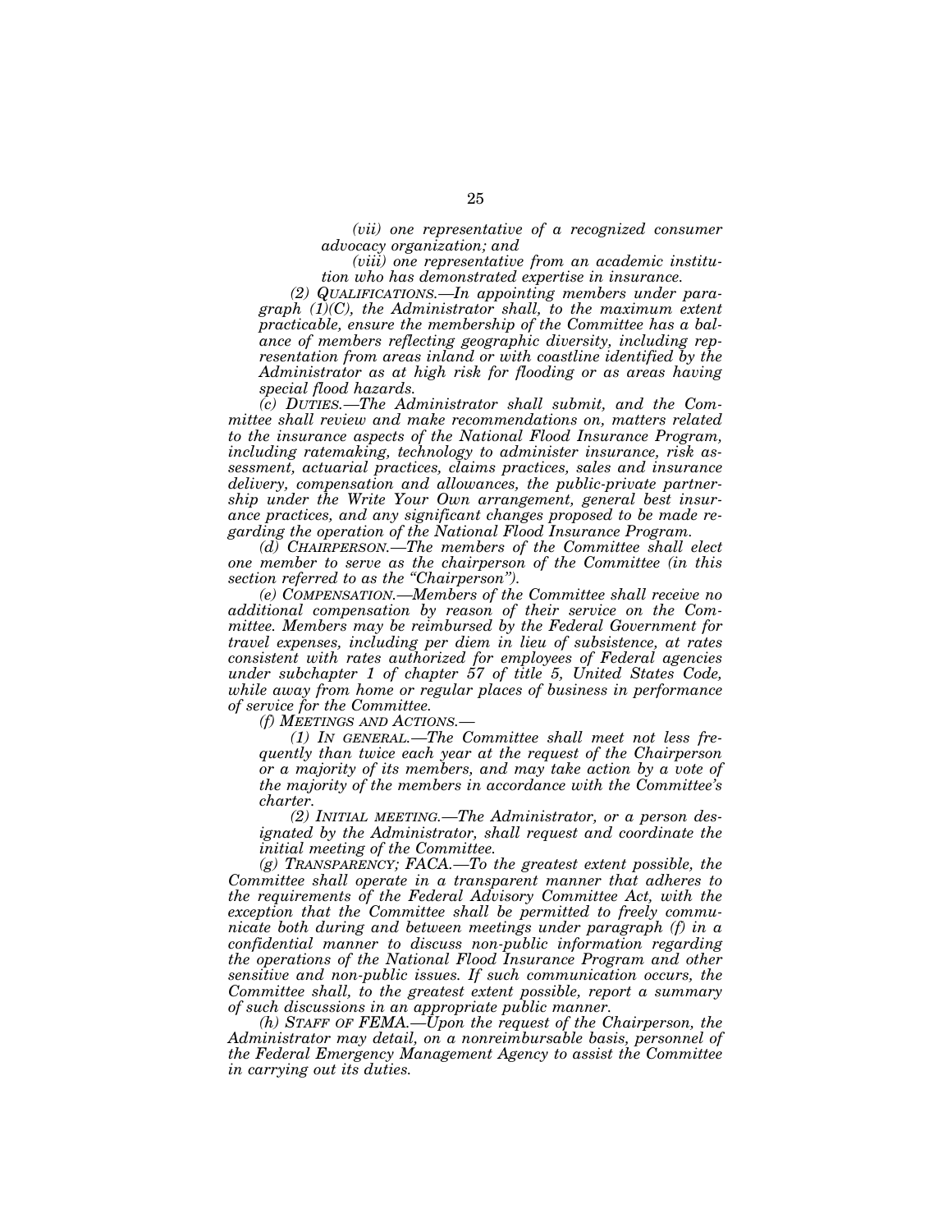*(vii) one representative of a recognized consumer advocacy organization; and*

*(viii) one representative from an academic institution who has demonstrated expertise in insurance.*

*(2) QUALIFICATIONS.—In appointing members under paragraph (1)(C), the Administrator shall, to the maximum extent practicable, ensure the membership of the Committee has a balance of members reflecting geographic diversity, including representation from areas inland or with coastline identified by the Administrator as at high risk for flooding or as areas having special flood hazards.*

*(c) DUTIES.—The Administrator shall submit, and the Committee shall review and make recommendations on, matters related to the insurance aspects of the National Flood Insurance Program, including ratemaking, technology to administer insurance, risk assessment, actuarial practices, claims practices, sales and insurance delivery, compensation and allowances, the public-private partnership under the Write Your Own arrangement, general best insurance practices, and any significant changes proposed to be made regarding the operation of the National Flood Insurance Program.*

*(d) CHAIRPERSON.—The members of the Committee shall elect one member to serve as the chairperson of the Committee (in this section referred to as the "Chairperson").*

*(e) COMPENSATION.—Members of the Committee shall receive no additional compensation by reason of their service on the Committee. Members may be reimbursed by the Federal Government for travel expenses, including per diem in lieu of subsistence, at rates consistent with rates authorized for employees of Federal agencies under subchapter 1 of chapter 57 of title 5, United States Code, while away from home or regular places of business in performance of service for the Committee.*

*(f) MEETINGS AND ACTIONS.—*

*(1) IN GENERAL.—The Committee shall meet not less frequently than twice each year at the request of the Chairperson or a majority of its members, and may take action by a vote of the majority of the members in accordance with the Committee's charter.*

*(2) INITIAL MEETING.—The Administrator, or a person designated by the Administrator, shall request and coordinate the initial meeting of the Committee.*

*(g) TRANSPARENCY; FACA.—To the greatest extent possible, the Committee shall operate in a transparent manner that adheres to the requirements of the Federal Advisory Committee Act, with the exception that the Committee shall be permitted to freely communicate both during and between meetings under paragraph (f) in a confidential manner to discuss non-public information regarding the operations of the National Flood Insurance Program and other sensitive and non-public issues. If such communication occurs, the Committee shall, to the greatest extent possible, report a summary of such discussions in an appropriate public manner.*

*(h) STAFF OF FEMA.—Upon the request of the Chairperson, the Administrator may detail, on a nonreimbursable basis, personnel of the Federal Emergency Management Agency to assist the Committee in carrying out its duties.*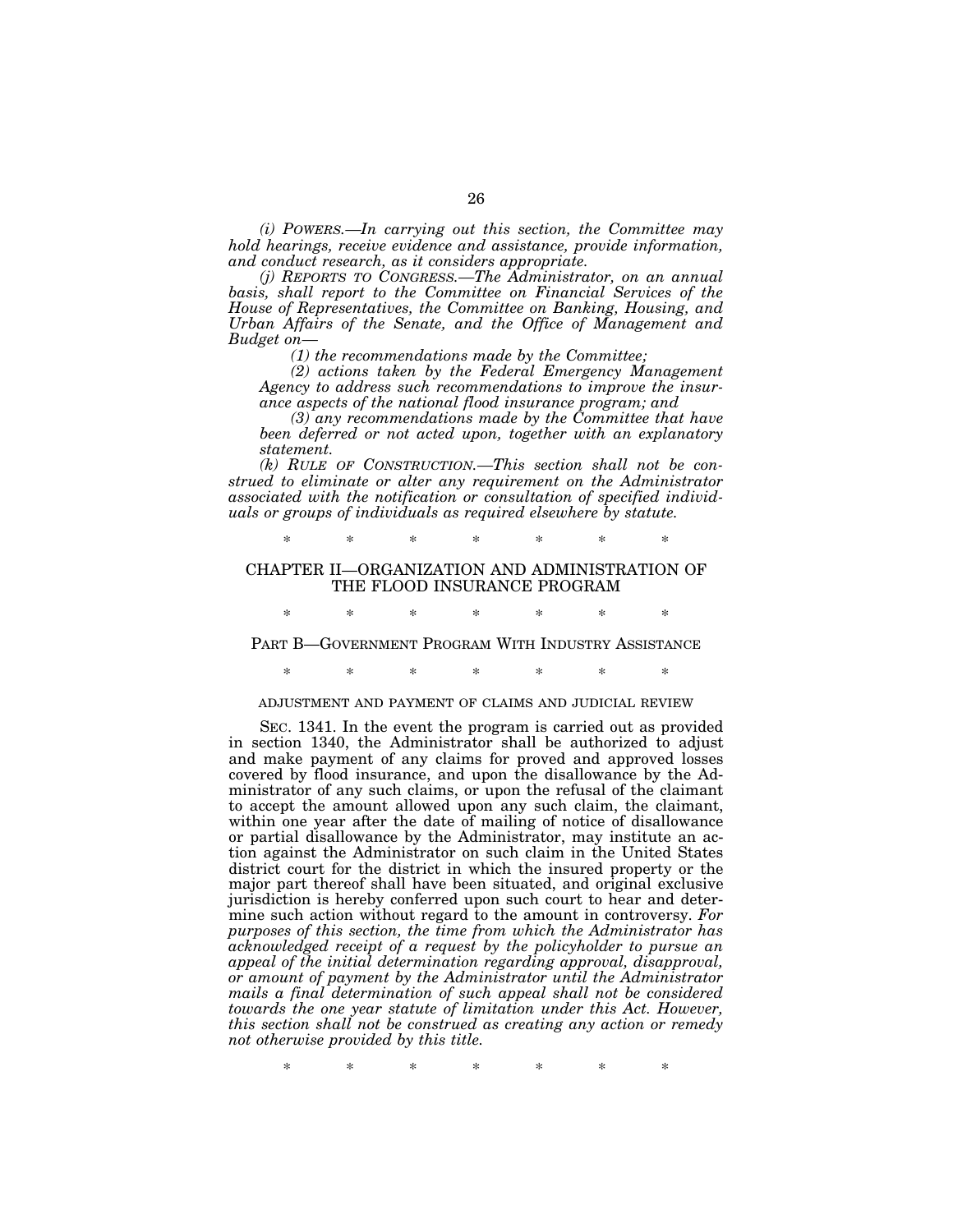*(i) POWERS.—In carrying out this section, the Committee may hold hearings, receive evidence and assistance, provide information, and conduct research, as it considers appropriate.*

*(j) REPORTS TO CONGRESS.—The Administrator, on an annual basis, shall report to the Committee on Financial Services of the House of Representatives, the Committee on Banking, Housing, and Urban Affairs of the Senate, and the Office of Management and Budget on—*

*(1) the recommendations made by the Committee;*

*(2) actions taken by the Federal Emergency Management Agency to address such recommendations to improve the insurance aspects of the national flood insurance program; and*

*(3) any recommendations made by the Committee that have been deferred or not acted upon, together with an explanatory statement.*

*(k) RULE OF CONSTRUCTION.—This section shall not be construed to eliminate or alter any requirement on the Administrator associated with the notification or consultation of specified individuals or groups of individuals as required elsewhere by statute.*

\* \* \* \* \* \* \*

## CHAPTER II—ORGANIZATION AND ADMINISTRATION OF THE FLOOD INSURANCE PROGRAM

\* \* \* \* \* \* \*

### PART B—GOVERNMENT PROGRAM WITH INDUSTRY ASSISTANCE

\* \* \* \* \* \* \*

#### ADJUSTMENT AND PAYMENT OF CLAIMS AND JUDICIAL REVIEW

SEC. 1341. In the event the program is carried out as provided in section 1340, the Administrator shall be authorized to adjust and make payment of any claims for proved and approved losses covered by flood insurance, and upon the disallowance by the Administrator of any such claims, or upon the refusal of the claimant to accept the amount allowed upon any such claim, the claimant, within one year after the date of mailing of notice of disallowance or partial disallowance by the Administrator, may institute an action against the Administrator on such claim in the United States district court for the district in which the insured property or the major part thereof shall have been situated, and original exclusive jurisdiction is hereby conferred upon such court to hear and determine such action without regard to the amount in controversy. *For purposes of this section, the time from which the Administrator has acknowledged receipt of a request by the policyholder to pursue an appeal of the initial determination regarding approval, disapproval, or amount of payment by the Administrator until the Administrator mails a final determination of such appeal shall not be considered towards the one year statute of limitation under this Act. However, this section shall not be construed as creating any action or remedy not otherwise provided by this title.*

\* \* \* \* \* \* \*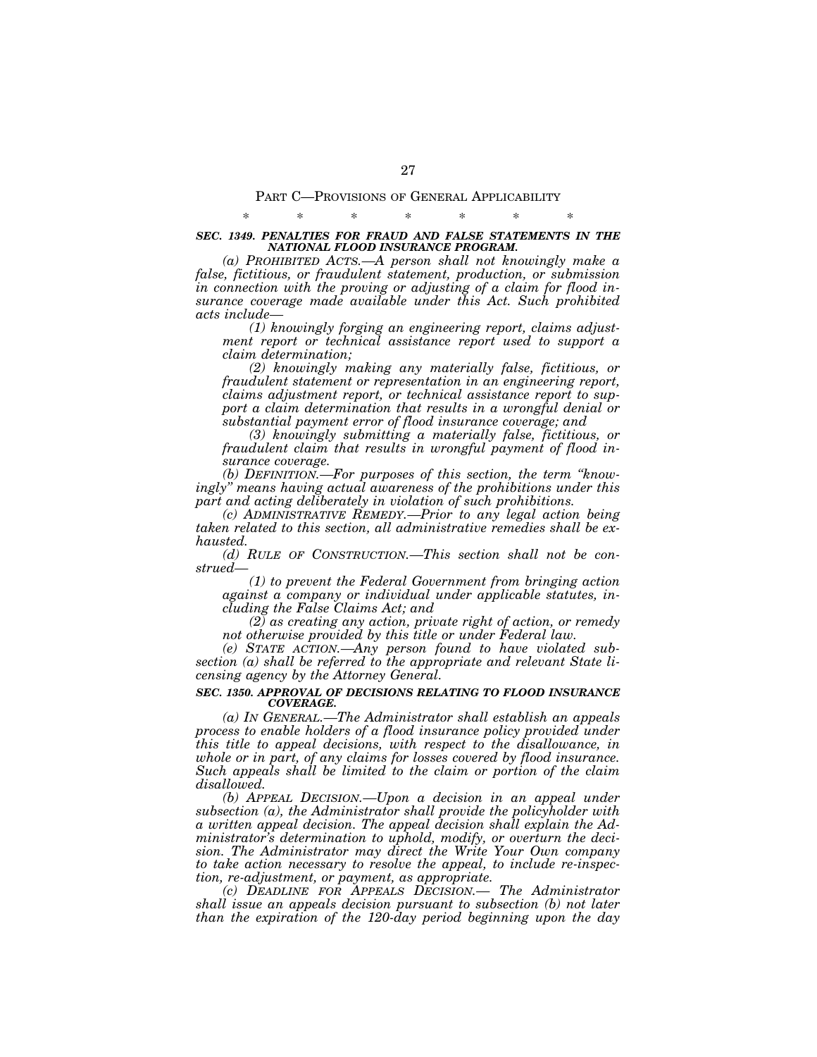PART C—PROVISIONS OF GENERAL APPLICABILITY

\* \* \* \* \* \* \*

### *SEC. 1349. PENALTIES FOR FRAUD AND FALSE STATEMENTS IN THE NATIONAL FLOOD INSURANCE PROGRAM.*

*(a) PROHIBITED ACTS.—A person shall not knowingly make a false, fictitious, or fraudulent statement, production, or submission in connection with the proving or adjusting of a claim for flood insurance coverage made available under this Act. Such prohibited acts include—*

*(1) knowingly forging an engineering report, claims adjustment report or technical assistance report used to support a claim determination;*

*(2) knowingly making any materially false, fictitious, or fraudulent statement or representation in an engineering report, claims adjustment report, or technical assistance report to support a claim determination that results in a wrongful denial or substantial payment error of flood insurance coverage; and*

*(3) knowingly submitting a materially false, fictitious, or fraudulent claim that results in wrongful payment of flood insurance coverage.*

*(b) DEFINITION.—For purposes of this section, the term "knowingly" means having actual awareness of the prohibitions under this part and acting deliberately in violation of such prohibitions.*

*(c) ADMINISTRATIVE REMEDY.—Prior to any legal action being taken related to this section, all administrative remedies shall be exhausted.*

*(d) RULE OF CONSTRUCTION.—This section shall not be construed—*

*(1) to prevent the Federal Government from bringing action against a company or individual under applicable statutes, including the False Claims Act; and*

*(2) as creating any action, private right of action, or remedy not otherwise provided by this title or under Federal law.*

*(e) STATE ACTION.—Any person found to have violated subsection (a) shall be referred to the appropriate and relevant State licensing agency by the Attorney General.*

### *SEC. 1350. APPROVAL OF DECISIONS RELATING TO FLOOD INSURANCE COVERAGE.*

*(a) IN GENERAL.—The Administrator shall establish an appeals process to enable holders of a flood insurance policy provided under this title to appeal decisions, with respect to the disallowance, in whole or in part, of any claims for losses covered by flood insurance. Such appeals shall be limited to the claim or portion of the claim disallowed.*

*(b) APPEAL DECISION.—Upon a decision in an appeal under subsection (a), the Administrator shall provide the policyholder with a written appeal decision. The appeal decision shall explain the Administrator's determination to uphold, modify, or overturn the decision. The Administrator may direct the Write Your Own company to take action necessary to resolve the appeal, to include re-inspection, re-adjustment, or payment, as appropriate.*

*(c) DEADLINE FOR APPEALS DECISION.— The Administrator shall issue an appeals decision pursuant to subsection (b) not later than the expiration of the 120-day period beginning upon the day*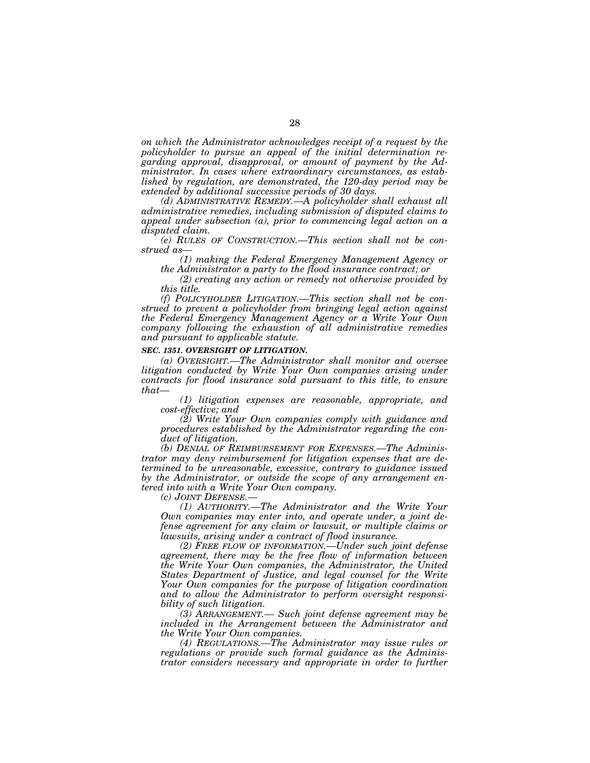*on which the Administrator acknowledges receipt of a request by the policyholder to pursue an appeal of the initial determination regarding approval, disapproval, or amount of payment by the Administrator. In cases where extraordinary circumstances, as established by regulation, are demonstrated, the 120-day period may be extended by additional successive periods of 30 days.*

*(d) ADMINISTRATIVE REMEDY.—A policyholder shall exhaust all administrative remedies, including submission of disputed claims to appeal under subsection (a), prior to commencing legal action on a disputed claim.*

*(e) RULES OF CONSTRUCTION.—This section shall not be construed as—*

*(1) making the Federal Emergency Management Agency or the Administrator a party to the flood insurance contract; or*

*(2) creating any action or remedy not otherwise provided by this title.*

*(f) POLICYHOLDER LITIGATION.—This section shall not be construed to prevent a policyholder from bringing legal action against the Federal Emergency Management Agency or a Write Your Own company following the exhaustion of all administrative remedies and pursuant to applicable statute.*

***SEC. 1351. OVERSIGHT OF LITIGATION.***

*(a) OVERSIGHT.—The Administrator shall monitor and oversee litigation conducted by Write Your Own companies arising under contracts for flood insurance sold pursuant to this title, to ensure that—*

*(1) litigation expenses are reasonable, appropriate, and cost-effective; and*

*(2) Write Your Own companies comply with guidance and procedures established by the Administrator regarding the conduct of litigation.*

*(b) DENIAL OF REIMBURSEMENT FOR EXPENSES.—The Administrator may deny reimbursement for litigation expenses that are determined to be unreasonable, excessive, contrary to guidance issued by the Administrator, or outside the scope of any arrangement entered into with a Write Your Own company.*

*(c) JOINT DEFENSE.—*

*(1) AUTHORITY.—The Administrator and the Write Your Own companies may enter into, and operate under, a joint defense agreement for any claim or lawsuit, or multiple claims or lawsuits, arising under a contract of flood insurance.*

*(2) FREE FLOW OF INFORMATION.—Under such joint defense agreement, there may be the free flow of information between the Write Your Own companies, the Administrator, the United States Department of Justice, and legal counsel for the Write Your Own companies for the purpose of litigation coordination and to allow the Administrator to perform oversight responsibility of such litigation.*

*(3) ARRANGEMENT.— Such joint defense agreement may be included in the Arrangement between the Administrator and the Write Your Own companies.*

*(4) REGULATIONS.—The Administrator may issue rules or regulations or provide such formal guidance as the Administrator considers necessary and appropriate in order to further*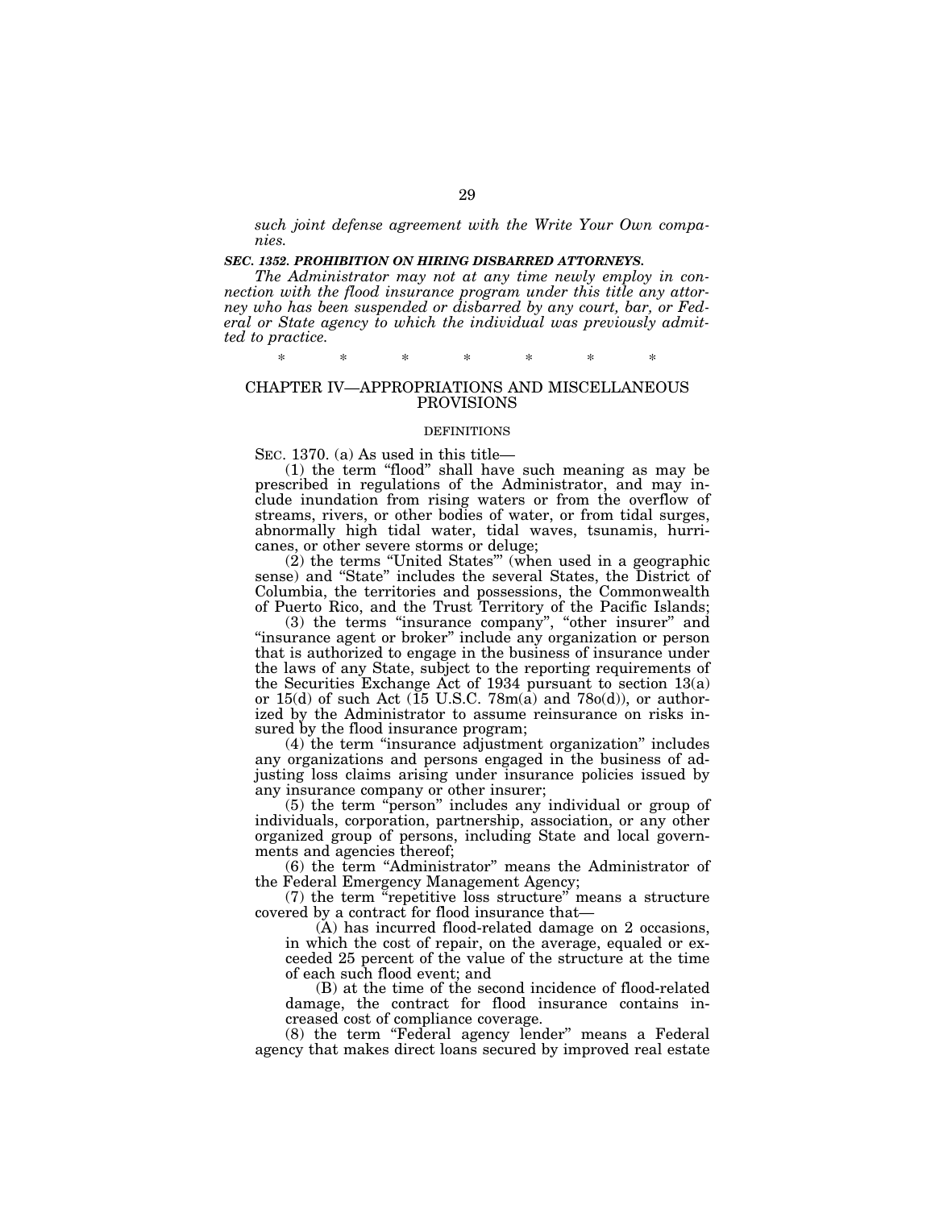*such joint defense agreement with the Write Your Own companies.*

***SEC. 1352. PROHIBITION ON HIRING DISBARRED ATTORNEYS.***

*The Administrator may not at any time newly employ in connection with the flood insurance program under this title any attorney who has been suspended or disbarred by any court, bar, or Federal or State agency to which the individual was previously admitted to practice.*

\* \* \* \* \* \* \*

## CHAPTER IV—APPROPRIATIONS AND MISCELLANEOUS PROVISIONS

### DEFINITIONS

SEC. 1370. (a) As used in this title—

(1) the term "flood" shall have such meaning as may be prescribed in regulations of the Administrator, and may include inundation from rising waters or from the overflow of streams, rivers, or other bodies of water, or from tidal surges, abnormally high tidal water, tidal waves, tsunamis, hurricanes, or other severe storms or deluge;

(2) the terms "United States"' (when used in a geographic sense) and "State" includes the several States, the District of Columbia, the territories and possessions, the Commonwealth of Puerto Rico, and the Trust Territory of the Pacific Islands;

(3) the terms "insurance company", "other insurer" and "insurance agent or broker" include any organization or person that is authorized to engage in the business of insurance under the laws of any State, subject to the reporting requirements of the Securities Exchange Act of 1934 pursuant to section 13(a) or 15(d) of such Act (15 U.S.C. 78m(a) and 78o(d)), or authorized by the Administrator to assume reinsurance on risks insured by the flood insurance program;

(4) the term "insurance adjustment organization" includes any organizations and persons engaged in the business of adjusting loss claims arising under insurance policies issued by any insurance company or other insurer;

(5) the term "person" includes any individual or group of individuals, corporation, partnership, association, or any other organized group of persons, including State and local governments and agencies thereof;

(6) the term "Administrator" means the Administrator of the Federal Emergency Management Agency;

(7) the term "repetitive loss structure" means a structure covered by a contract for flood insurance that—

(A) has incurred flood-related damage on 2 occasions, in which the cost of repair, on the average, equaled or exceeded 25 percent of the value of the structure at the time of each such flood event; and

(B) at the time of the second incidence of flood-related damage, the contract for flood insurance contains increased cost of compliance coverage.

(8) the term "Federal agency lender" means a Federal agency that makes direct loans secured by improved real estate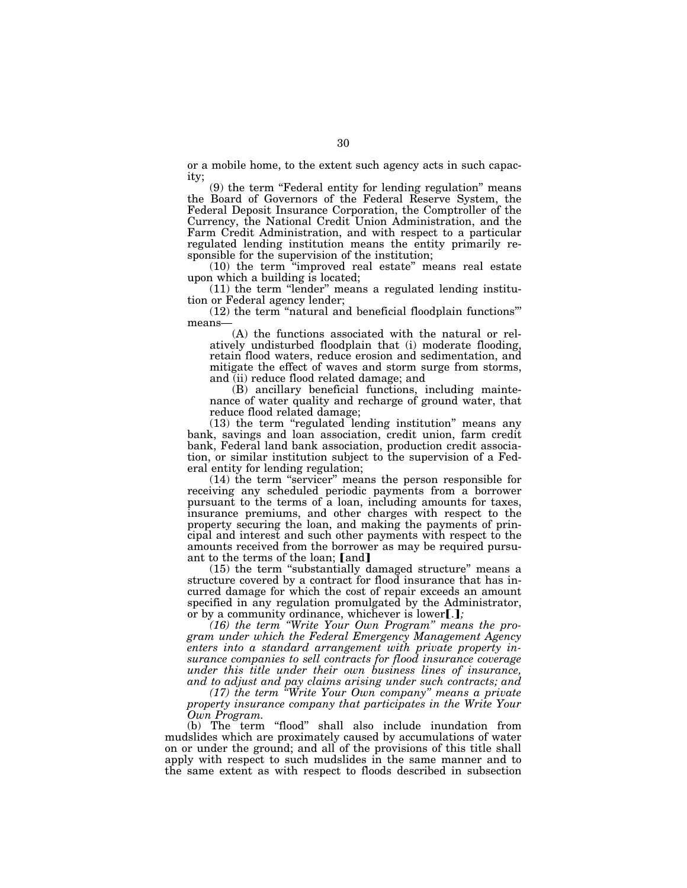or a mobile home, to the extent such agency acts in such capacity;

(9) the term "Federal entity for lending regulation" means the Board of Governors of the Federal Reserve System, the Federal Deposit Insurance Corporation, the Comptroller of the Currency, the National Credit Union Administration, and the Farm Credit Administration, and with respect to a particular regulated lending institution means the entity primarily responsible for the supervision of the institution;

(10) the term "improved real estate" means real estate upon which a building is located;

(11) the term "lender" means a regulated lending institution or Federal agency lender;

(12) the term "natural and beneficial floodplain functions"' means—

(A) the functions associated with the natural or relatively undisturbed floodplain that (i) moderate flooding, retain flood waters, reduce erosion and sedimentation, and mitigate the effect of waves and storm surge from storms, and (ii) reduce flood related damage; and

(B) ancillary beneficial functions, including maintenance of water quality and recharge of ground water, that reduce flood related damage;

(13) the term "regulated lending institution" means any bank, savings and loan association, credit union, farm credit bank, Federal land bank association, production credit association, or similar institution subject to the supervision of a Federal entity for lending regulation;

(14) the term "servicer" means the person responsible for receiving any scheduled periodic payments from a borrower pursuant to the terms of a loan, including amounts for taxes, insurance premiums, and other charges with respect to the property securing the loan, and making the payments of principal and interest and such other payments with respect to the amounts received from the borrower as may be required pursuant to the terms of the loan; 【and】

(15) the term "substantially damaged structure" means a structure covered by a contract for flood insurance that has incurred damage for which the cost of repair exceeds an amount specified in any regulation promulgated by the Administrator, or by a community ordinance, whichever is lower【.】*;*

*(16) the term "Write Your Own Program" means the program under which the Federal Emergency Management Agency enters into a standard arrangement with private property insurance companies to sell contracts for flood insurance coverage under this title under their own business lines of insurance, and to adjust and pay claims arising under such contracts; and*

*(17) the term "Write Your Own company" means a private property insurance company that participates in the Write Your Own Program.*

(b) The term "flood" shall also include inundation from mudslides which are proximately caused by accumulations of water on or under the ground; and all of the provisions of this title shall apply with respect to such mudslides in the same manner and to the same extent as with respect to floods described in subsection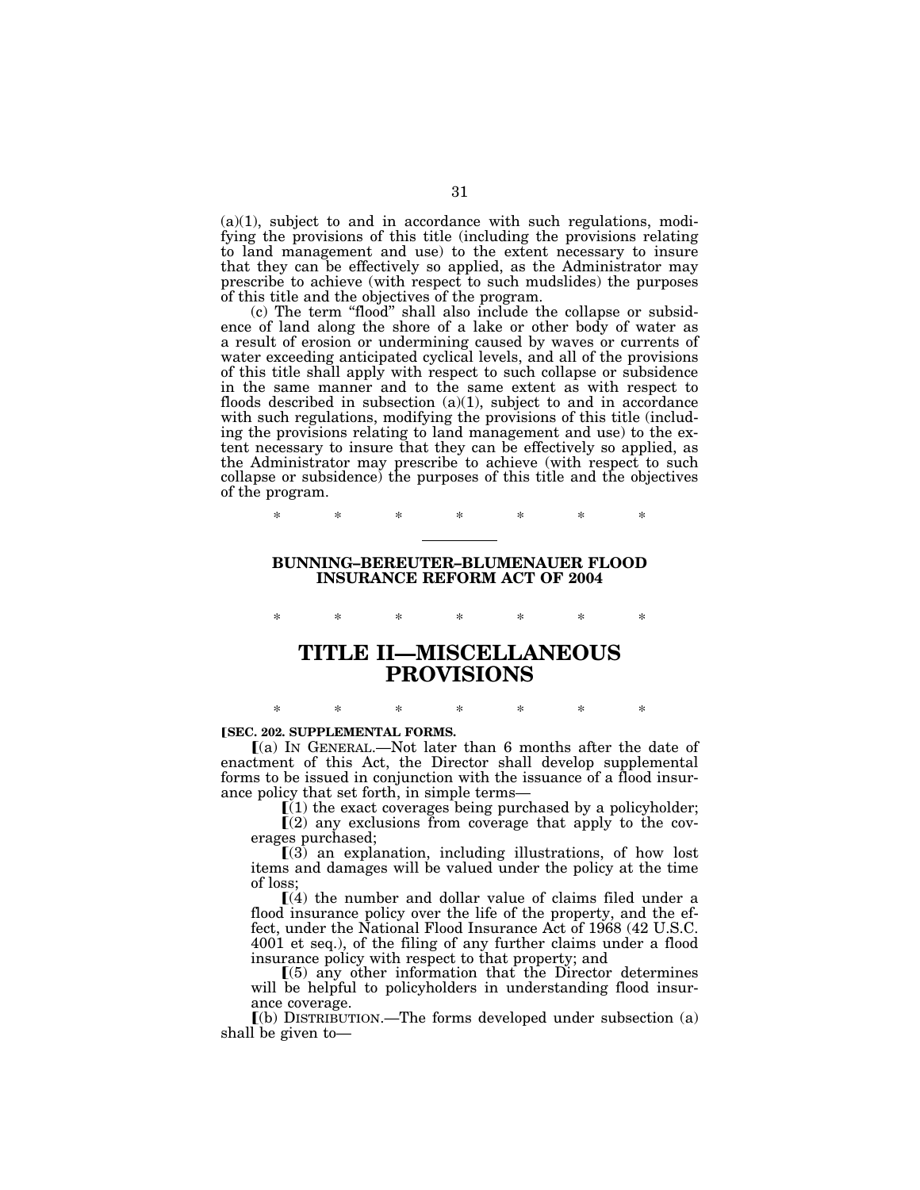(a)(1), subject to and in accordance with such regulations, modifying the provisions of this title (including the provisions relating to land management and use) to the extent necessary to insure that they can be effectively so applied, as the Administrator may prescribe to achieve (with respect to such mudslides) the purposes of this title and the objectives of the program.

(c) The term "flood" shall also include the collapse or subsidence of land along the shore of a lake or other body of water as a result of erosion or undermining caused by waves or currents of water exceeding anticipated cyclical levels, and all of the provisions of this title shall apply with respect to such collapse or subsidence in the same manner and to the same extent as with respect to floods described in subsection (a)(1), subject to and in accordance with such regulations, modifying the provisions of this title (including the provisions relating to land management and use) to the extent necessary to insure that they can be effectively so applied, as the Administrator may prescribe to achieve (with respect to such collapse or subsidence) the purposes of this title and the objectives of the program.

\* \* \* \* \* \* \*

---

## BUNNING–BEREUTER–BLUMENAUER FLOOD INSURANCE REFORM ACT OF 2004

\* \* \* \* \* \* \*

# TITLE II—MISCELLANEOUS PROVISIONS

\* \* \* \* \* \* \*

**[SEC. 202. SUPPLEMENTAL FORMS.**

[(a) IN GENERAL.—Not later than 6 months after the date of enactment of this Act, the Director shall develop supplemental forms to be issued in conjunction with the issuance of a flood insurance policy that set forth, in simple terms—

[(1) the exact coverages being purchased by a policyholder;

[(2) any exclusions from coverage that apply to the coverages purchased;

[(3) an explanation, including illustrations, of how lost items and damages will be valued under the policy at the time of loss;

[(4) the number and dollar value of claims filed under a flood insurance policy over the life of the property, and the effect, under the National Flood Insurance Act of 1968 (42 U.S.C. 4001 et seq.), of the filing of any further claims under a flood insurance policy with respect to that property; and

[(5) any other information that the Director determines will be helpful to policyholders in understanding flood insurance coverage.

[(b) DISTRIBUTION.—The forms developed under subsection (a) shall be given to—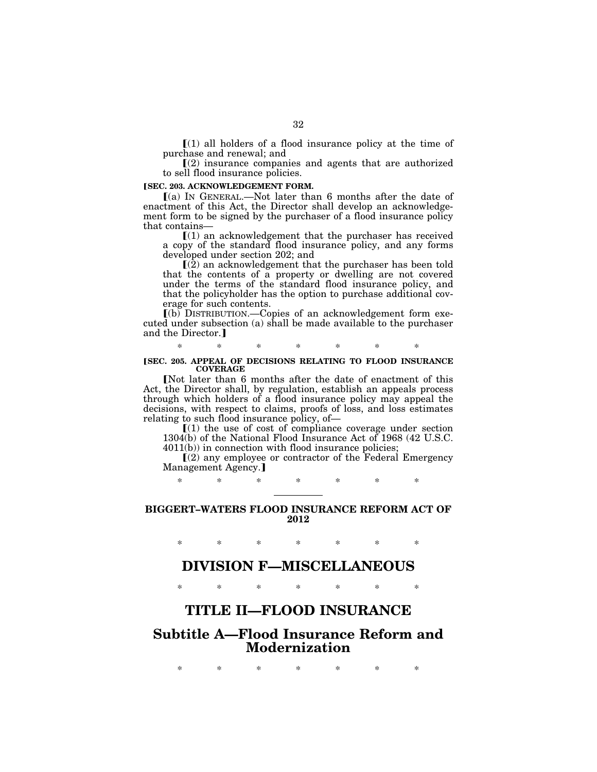【(1) all holders of a flood insurance policy at the time of purchase and renewal; and

【(2) insurance companies and agents that are authorized to sell flood insurance policies.

**【SEC. 203. ACKNOWLEDGEMENT FORM.**

【(a) IN GENERAL.—Not later than 6 months after the date of enactment of this Act, the Director shall develop an acknowledgement form to be signed by the purchaser of a flood insurance policy that contains—

【(1) an acknowledgement that the purchaser has received a copy of the standard flood insurance policy, and any forms developed under section 202; and

【(2) an acknowledgement that the purchaser has been told that the contents of a property or dwelling are not covered under the terms of the standard flood insurance policy, and that the policyholder has the option to purchase additional coverage for such contents.

【(b) DISTRIBUTION.—Copies of an acknowledgement form executed under subsection (a) shall be made available to the purchaser and the Director.】

\* \* \* \* \* \* \*

**【SEC. 205. APPEAL OF DECISIONS RELATING TO FLOOD INSURANCE COVERAGE**

【Not later than 6 months after the date of enactment of this Act, the Director shall, by regulation, establish an appeals process through which holders of a flood insurance policy may appeal the decisions, with respect to claims, proofs of loss, and loss estimates relating to such flood insurance policy, of—

【(1) the use of cost of compliance coverage under section 1304(b) of the National Flood Insurance Act of 1968 (42 U.S.C. 4011(b)) in connection with flood insurance policies;

【(2) any employee or contractor of the Federal Emergency Management Agency.】

\* \* \* \* \* \* \*

---

**BIGGERT–WATERS FLOOD INSURANCE REFORM ACT OF 2012**

\* \* \* \* \* \* \*

# DIVISION F—MISCELLANEOUS

\* \* \* \* \* \* \*

# TITLE II—FLOOD INSURANCE

## Subtitle A—Flood Insurance Reform and Modernization

\* \* \* \* \* \* \*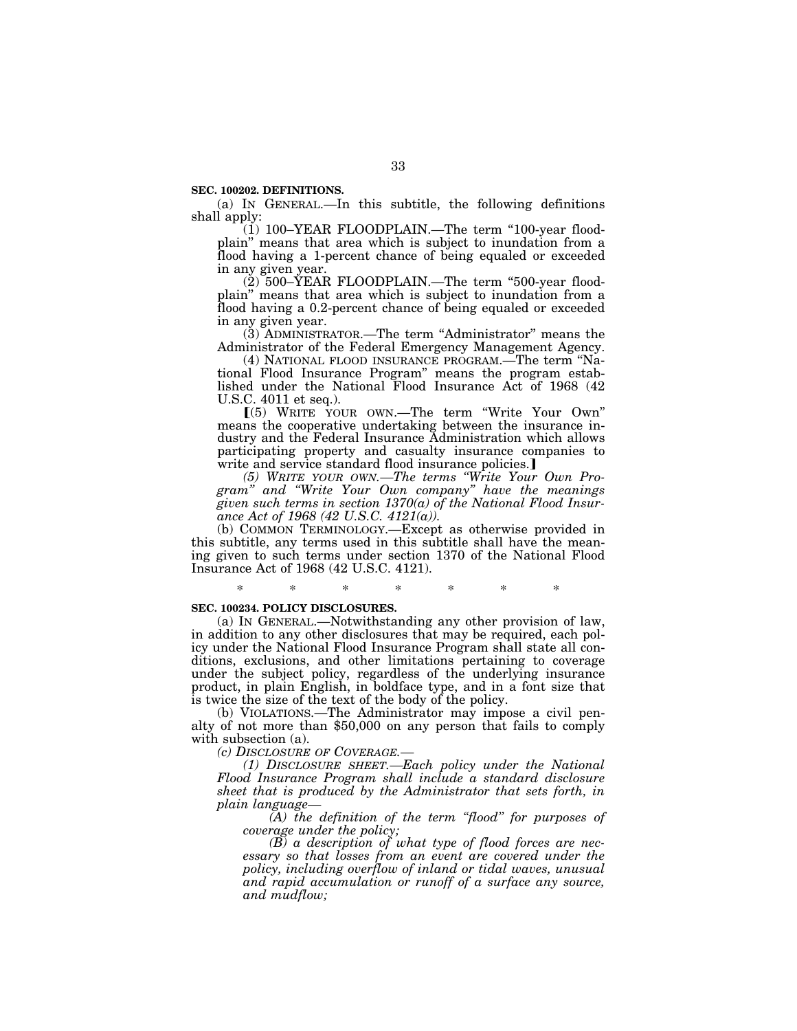**SEC. 100202. DEFINITIONS.**

(a) IN GENERAL.—In this subtitle, the following definitions shall apply:

(1) 100–YEAR FLOODPLAIN.—The term "100-year floodplain" means that area which is subject to inundation from a flood having a 1-percent chance of being equaled or exceeded in any given year.

(2) 500–YEAR FLOODPLAIN.—The term "500-year floodplain" means that area which is subject to inundation from a flood having a 0.2-percent chance of being equaled or exceeded in any given year.

(3) ADMINISTRATOR.—The term "Administrator" means the Administrator of the Federal Emergency Management Agency.

(4) NATIONAL FLOOD INSURANCE PROGRAM.—The term "National Flood Insurance Program" means the program established under the National Flood Insurance Act of 1968 (42 U.S.C. 4011 et seq.).

⟦(5) WRITE YOUR OWN.—The term "Write Your Own" means the cooperative undertaking between the insurance industry and the Federal Insurance Administration which allows participating property and casualty insurance companies to write and service standard flood insurance policies.⟧

*(5) WRITE YOUR OWN.—The terms "Write Your Own Program" and "Write Your Own company" have the meanings given such terms in section 1370(a) of the National Flood Insurance Act of 1968 (42 U.S.C. 4121(a)).*

(b) COMMON TERMINOLOGY.—Except as otherwise provided in this subtitle, any terms used in this subtitle shall have the meaning given to such terms under section 1370 of the National Flood Insurance Act of 1968 (42 U.S.C. 4121).

\* \* \* \* \* \* \*

**SEC. 100234. POLICY DISCLOSURES.**

(a) IN GENERAL.—Notwithstanding any other provision of law, in addition to any other disclosures that may be required, each policy under the National Flood Insurance Program shall state all conditions, exclusions, and other limitations pertaining to coverage under the subject policy, regardless of the underlying insurance product, in plain English, in boldface type, and in a font size that is twice the size of the text of the body of the policy.

(b) VIOLATIONS.—The Administrator may impose a civil penalty of not more than $50,000 on any person that fails to comply with subsection (a).

*(c) DISCLOSURE OF COVERAGE.—*

*(1) DISCLOSURE SHEET.—Each policy under the National Flood Insurance Program shall include a standard disclosure sheet that is produced by the Administrator that sets forth, in plain language—*

*(A) the definition of the term "flood" for purposes of coverage under the policy;*

*(B) a description of what type of flood forces are necessary so that losses from an event are covered under the policy, including overflow of inland or tidal waves, unusual and rapid accumulation or runoff of a surface any source, and mudflow;*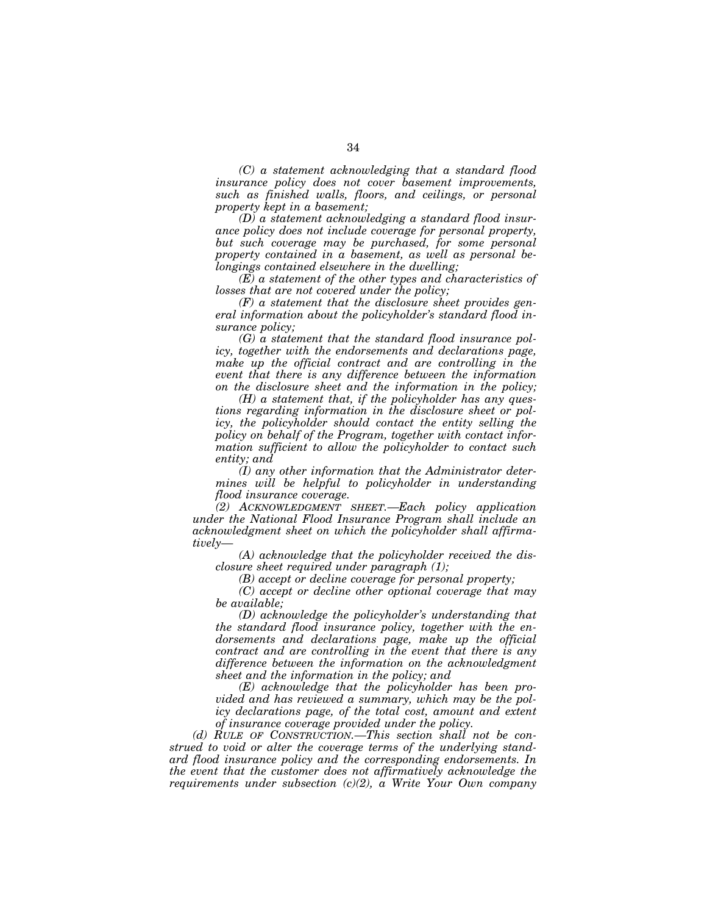*(C) a statement acknowledging that a standard flood insurance policy does not cover basement improvements, such as finished walls, floors, and ceilings, or personal property kept in a basement;*

*(D) a statement acknowledging a standard flood insurance policy does not include coverage for personal property, but such coverage may be purchased, for some personal property contained in a basement, as well as personal belongings contained elsewhere in the dwelling;*

*(E) a statement of the other types and characteristics of losses that are not covered under the policy;*

*(F) a statement that the disclosure sheet provides general information about the policyholder's standard flood insurance policy;*

*(G) a statement that the standard flood insurance policy, together with the endorsements and declarations page, make up the official contract and are controlling in the event that there is any difference between the information on the disclosure sheet and the information in the policy;*

*(H) a statement that, if the policyholder has any questions regarding information in the disclosure sheet or policy, the policyholder should contact the entity selling the policy on behalf of the Program, together with contact information sufficient to allow the policyholder to contact such entity; and*

*(I) any other information that the Administrator determines will be helpful to policyholder in understanding flood insurance coverage.*

*(2) ACKNOWLEDGMENT SHEET.—Each policy application under the National Flood Insurance Program shall include an acknowledgment sheet on which the policyholder shall affirmatively—*

*(A) acknowledge that the policyholder received the disclosure sheet required under paragraph (1);*

*(B) accept or decline coverage for personal property;*

*(C) accept or decline other optional coverage that may be available;*

*(D) acknowledge the policyholder's understanding that the standard flood insurance policy, together with the endorsements and declarations page, make up the official contract and are controlling in the event that there is any difference between the information on the acknowledgment sheet and the information in the policy; and*

*(E) acknowledge that the policyholder has been provided and has reviewed a summary, which may be the policy declarations page, of the total cost, amount and extent of insurance coverage provided under the policy.*

*(d) RULE OF CONSTRUCTION.—This section shall not be construed to void or alter the coverage terms of the underlying standard flood insurance policy and the corresponding endorsements. In the event that the customer does not affirmatively acknowledge the requirements under subsection (c)(2), a Write Your Own company*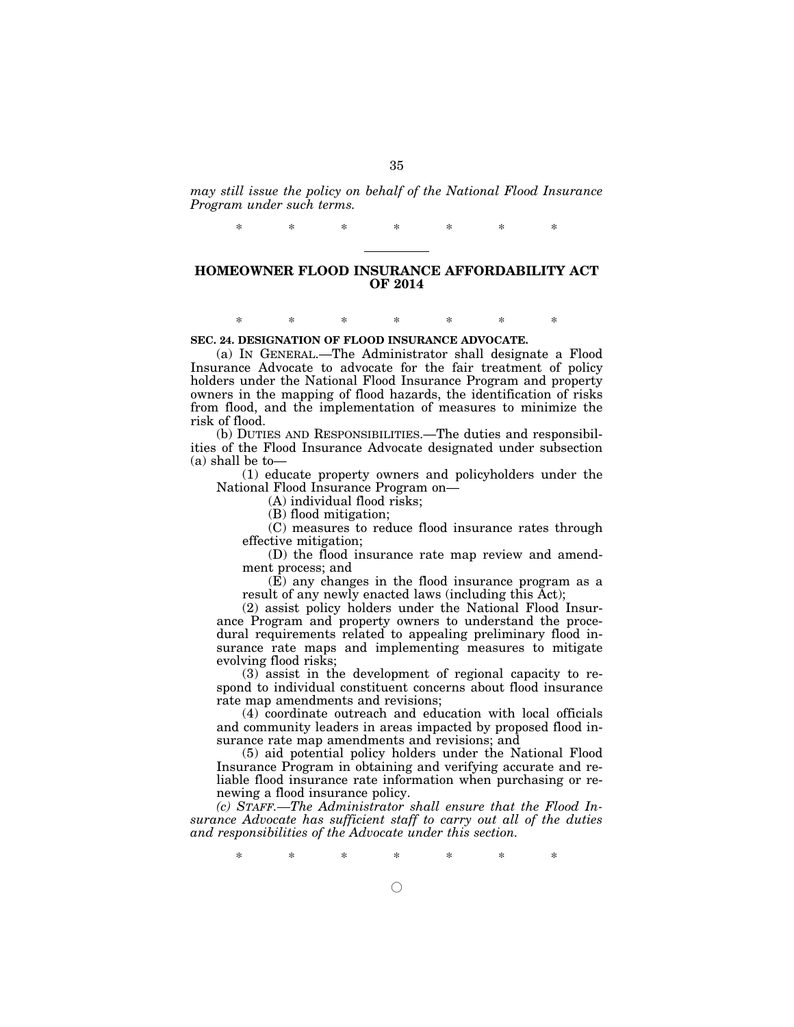*may still issue the policy on behalf of the National Flood Insurance Program under such terms.*

\* \* \* \* \* \* \*

## HOMEOWNER FLOOD INSURANCE AFFORDABILITY ACT OF 2014

\* \* \* \* \* \* \*

**SEC. 24. DESIGNATION OF FLOOD INSURANCE ADVOCATE.**

(a) IN GENERAL.—The Administrator shall designate a Flood Insurance Advocate to advocate for the fair treatment of policy holders under the National Flood Insurance Program and property owners in the mapping of flood hazards, the identification of risks from flood, and the implementation of measures to minimize the risk of flood.

(b) DUTIES AND RESPONSIBILITIES.—The duties and responsibilities of the Flood Insurance Advocate designated under subsection (a) shall be to—

(1) educate property owners and policyholders under the National Flood Insurance Program on—

(A) individual flood risks;

(B) flood mitigation;

(C) measures to reduce flood insurance rates through effective mitigation;

(D) the flood insurance rate map review and amendment process; and

(E) any changes in the flood insurance program as a result of any newly enacted laws (including this Act);

(2) assist policy holders under the National Flood Insurance Program and property owners to understand the procedural requirements related to appealing preliminary flood insurance rate maps and implementing measures to mitigate evolving flood risks;

(3) assist in the development of regional capacity to respond to individual constituent concerns about flood insurance rate map amendments and revisions;

(4) coordinate outreach and education with local officials and community leaders in areas impacted by proposed flood insurance rate map amendments and revisions; and

(5) aid potential policy holders under the National Flood Insurance Program in obtaining and verifying accurate and reliable flood insurance rate information when purchasing or renewing a flood insurance policy.

*(c) STAFF.—The Administrator shall ensure that the Flood Insurance Advocate has sufficient staff to carry out all of the duties and responsibilities of the Advocate under this section.*

\* \* \* \* \* \* \*